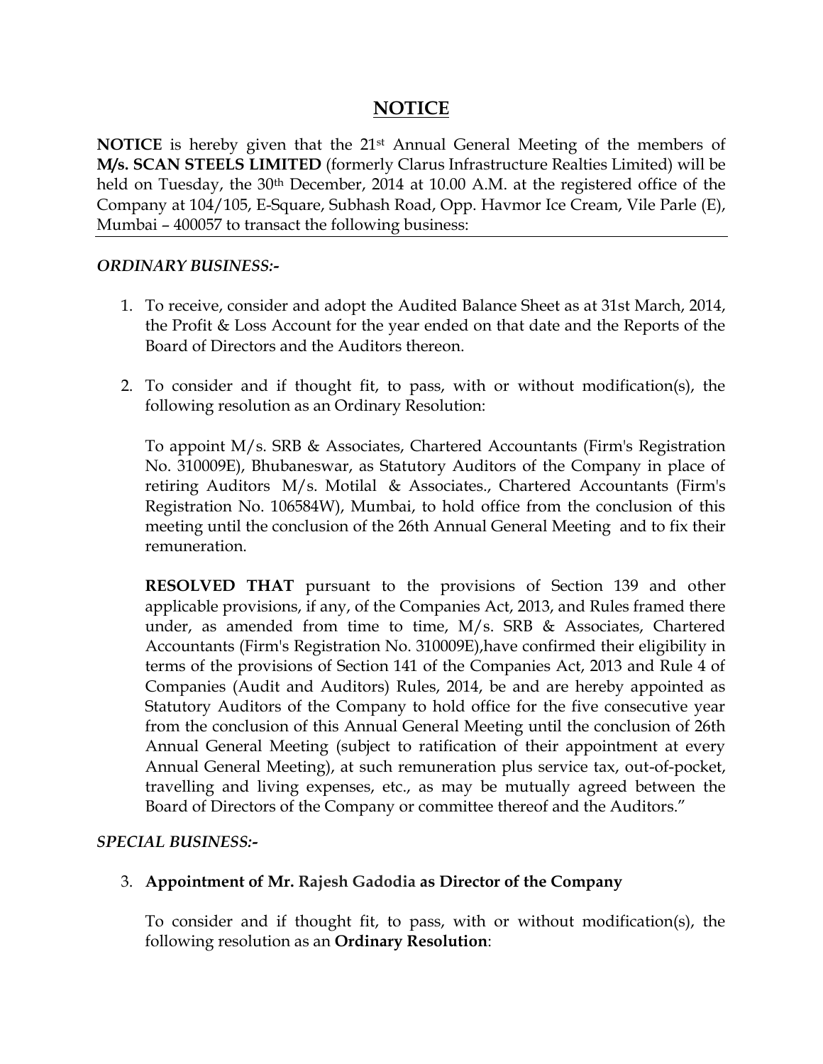# NOTICE

**NOTICE** is hereby given that the 21st Annual General Meeting of the members of **M/s. SCAN STEELS LIMITED** (formerly Clarus Infrastructure Realties Limited) will be held on Tuesday, the 30th December, 2014 at 10.00 A.M. at the registered office of the Company at 104/105, E-Square, Subhash Road, Opp. Havmor Ice Cream, Vile Parle (E), Mumbai – 400057 to transact the following business:

***ORDINARY BUSINESS:-***

1. To receive, consider and adopt the Audited Balance Sheet as at 31st March, 2014, the Profit & Loss Account for the year ended on that date and the Reports of the Board of Directors and the Auditors thereon.

2. To consider and if thought fit, to pass, with or without modification(s), the following resolution as an Ordinary Resolution:

   To appoint M/s. SRB & Associates, Chartered Accountants (Firm's Registration No. 310009E), Bhubaneswar, as Statutory Auditors of the Company in place of retiring Auditors M/s. Motilal & Associates., Chartered Accountants (Firm's Registration No. 106584W), Mumbai, to hold office from the conclusion of this meeting until the conclusion of the 26th Annual General Meeting and to fix their remuneration.

   **RESOLVED THAT** pursuant to the provisions of Section 139 and other applicable provisions, if any, of the Companies Act, 2013, and Rules framed there under, as amended from time to time, M/s. SRB & Associates, Chartered Accountants (Firm's Registration No. 310009E),have confirmed their eligibility in terms of the provisions of Section 141 of the Companies Act, 2013 and Rule 4 of Companies (Audit and Auditors) Rules, 2014, be and are hereby appointed as Statutory Auditors of the Company to hold office for the five consecutive year from the conclusion of this Annual General Meeting until the conclusion of 26th Annual General Meeting (subject to ratification of their appointment at every Annual General Meeting), at such remuneration plus service tax, out-of-pocket, travelling and living expenses, etc., as may be mutually agreed between the Board of Directors of the Company or committee thereof and the Auditors."

***SPECIAL BUSINESS:-***

3. **Appointment of Mr. Rajesh Gadodia as Director of the Company**

   To consider and if thought fit, to pass, with or without modification(s), the following resolution as an **Ordinary Resolution**: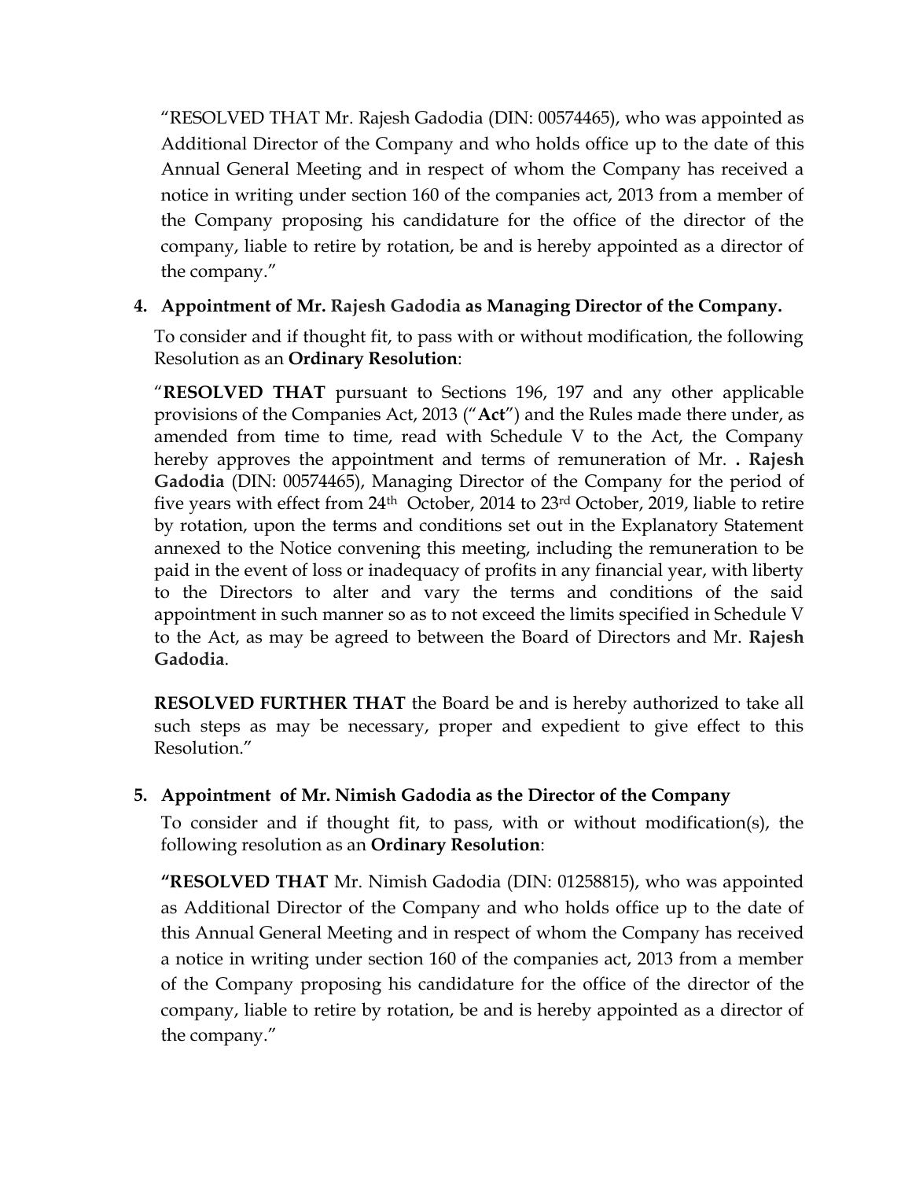"RESOLVED THAT Mr. Rajesh Gadodia (DIN: 00574465), who was appointed as Additional Director of the Company and who holds office up to the date of this Annual General Meeting and in respect of whom the Company has received a notice in writing under section 160 of the companies act, 2013 from a member of the Company proposing his candidature for the office of the director of the company, liable to retire by rotation, be and is hereby appointed as a director of the company."

4. **Appointment of Mr. Rajesh Gadodia as Managing Director of the Company.**

   To consider and if thought fit, to pass with or without modification, the following Resolution as an **Ordinary Resolution**:

   "**RESOLVED THAT** pursuant to Sections 196, 197 and any other applicable provisions of the Companies Act, 2013 ("**Act**") and the Rules made there under, as amended from time to time, read with Schedule V to the Act, the Company hereby approves the appointment and terms of remuneration of Mr. **. Rajesh Gadodia** (DIN: 00574465), Managing Director of the Company for the period of five years with effect from 24th October, 2014 to 23rd October, 2019, liable to retire by rotation, upon the terms and conditions set out in the Explanatory Statement annexed to the Notice convening this meeting, including the remuneration to be paid in the event of loss or inadequacy of profits in any financial year, with liberty to the Directors to alter and vary the terms and conditions of the said appointment in such manner so as to not exceed the limits specified in Schedule V to the Act, as may be agreed to between the Board of Directors and Mr. **Rajesh Gadodia**.

   **RESOLVED FURTHER THAT** the Board be and is hereby authorized to take all such steps as may be necessary, proper and expedient to give effect to this Resolution."

5. **Appointment of Mr. Nimish Gadodia as the Director of the Company**

   To consider and if thought fit, to pass, with or without modification(s), the following resolution as an **Ordinary Resolution**:

   **"RESOLVED THAT** Mr. Nimish Gadodia (DIN: 01258815), who was appointed as Additional Director of the Company and who holds office up to the date of this Annual General Meeting and in respect of whom the Company has received a notice in writing under section 160 of the companies act, 2013 from a member of the Company proposing his candidature for the office of the director of the company, liable to retire by rotation, be and is hereby appointed as a director of the company."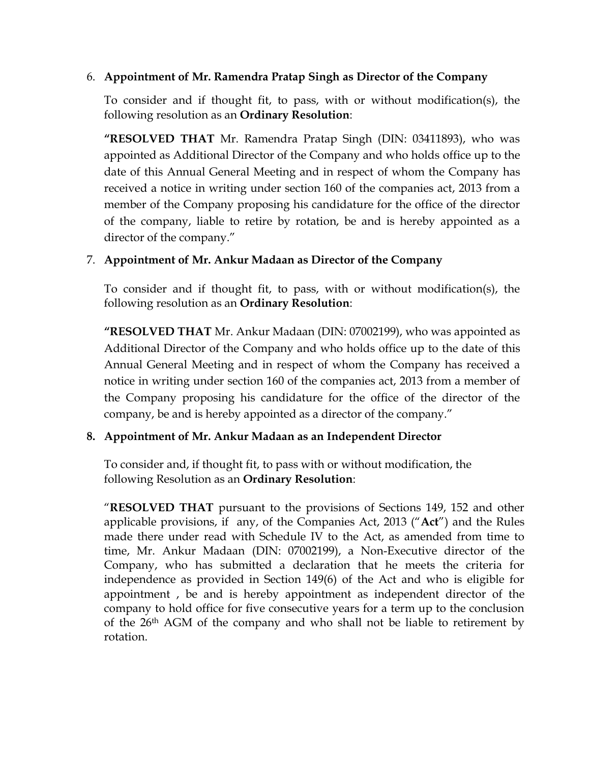6. **Appointment of Mr. Ramendra Pratap Singh as Director of the Company**

   To consider and if thought fit, to pass, with or without modification(s), the following resolution as an **Ordinary Resolution**:

   **"RESOLVED THAT** Mr. Ramendra Pratap Singh (DIN: 03411893), who was appointed as Additional Director of the Company and who holds office up to the date of this Annual General Meeting and in respect of whom the Company has received a notice in writing under section 160 of the companies act, 2013 from a member of the Company proposing his candidature for the office of the director of the company, liable to retire by rotation, be and is hereby appointed as a director of the company."

7. **Appointment of Mr. Ankur Madaan as Director of the Company**

   To consider and if thought fit, to pass, with or without modification(s), the following resolution as an **Ordinary Resolution**:

   **"RESOLVED THAT** Mr. Ankur Madaan (DIN: 07002199), who was appointed as Additional Director of the Company and who holds office up to the date of this Annual General Meeting and in respect of whom the Company has received a notice in writing under section 160 of the companies act, 2013 from a member of the Company proposing his candidature for the office of the director of the company, be and is hereby appointed as a director of the company."

8. **Appointment of Mr. Ankur Madaan as an Independent Director**

   To consider and, if thought fit, to pass with or without modification, the following Resolution as an **Ordinary Resolution**:

   "**RESOLVED THAT** pursuant to the provisions of Sections 149, 152 and other applicable provisions, if any, of the Companies Act, 2013 ("**Act**") and the Rules made there under read with Schedule IV to the Act, as amended from time to time, Mr. Ankur Madaan (DIN: 07002199), a Non-Executive director of the Company, who has submitted a declaration that he meets the criteria for independence as provided in Section 149(6) of the Act and who is eligible for appointment , be and is hereby appointment as independent director of the company to hold office for five consecutive years for a term up to the conclusion of the 26th AGM of the company and who shall not be liable to retirement by rotation.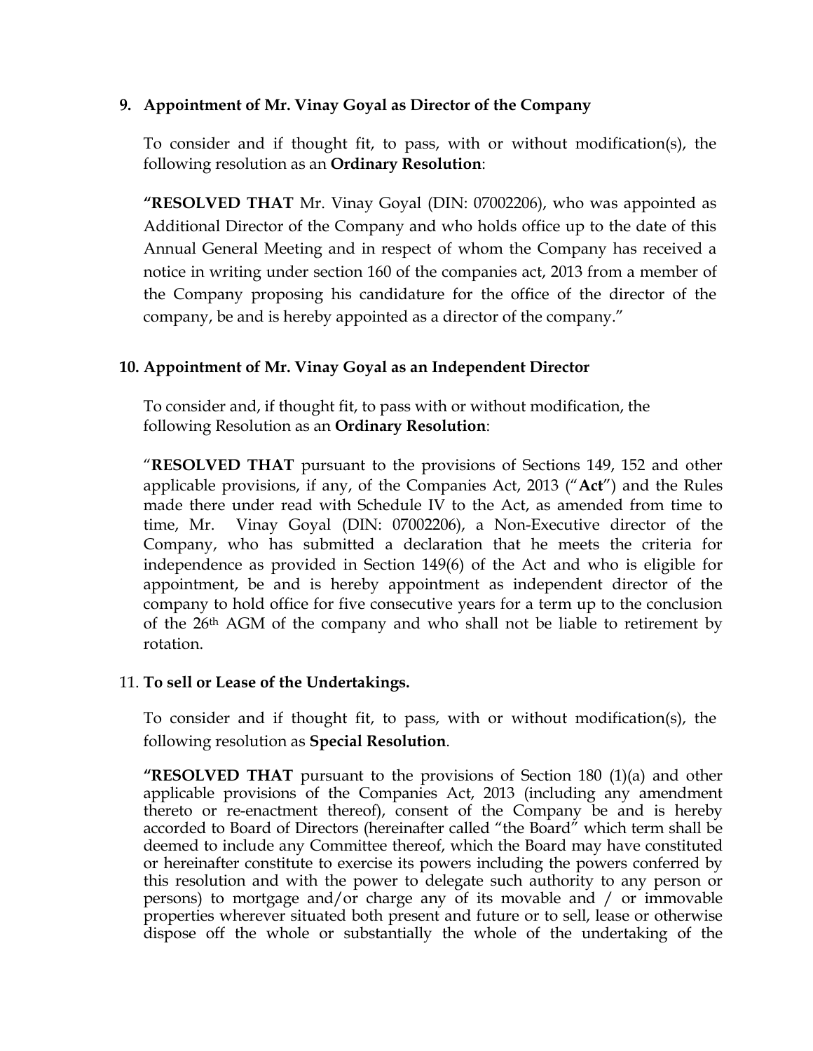**9. Appointment of Mr. Vinay Goyal as Director of the Company**

To consider and if thought fit, to pass, with or without modification(s), the following resolution as an **Ordinary Resolution**:

**"RESOLVED THAT** Mr. Vinay Goyal (DIN: 07002206), who was appointed as Additional Director of the Company and who holds office up to the date of this Annual General Meeting and in respect of whom the Company has received a notice in writing under section 160 of the companies act, 2013 from a member of the Company proposing his candidature for the office of the director of the company, be and is hereby appointed as a director of the company."

**10. Appointment of Mr. Vinay Goyal as an Independent Director**

To consider and, if thought fit, to pass with or without modification, the following Resolution as an **Ordinary Resolution**:

"**RESOLVED THAT** pursuant to the provisions of Sections 149, 152 and other applicable provisions, if any, of the Companies Act, 2013 ("**Act**") and the Rules made there under read with Schedule IV to the Act, as amended from time to time, Mr. Vinay Goyal (DIN: 07002206), a Non-Executive director of the Company, who has submitted a declaration that he meets the criteria for independence as provided in Section 149(6) of the Act and who is eligible for appointment, be and is hereby appointment as independent director of the company to hold office for five consecutive years for a term up to the conclusion of the 26th AGM of the company and who shall not be liable to retirement by rotation.

11. **To sell or Lease of the Undertakings.**

To consider and if thought fit, to pass, with or without modification(s), the following resolution as **Special Resolution**.

**"RESOLVED THAT** pursuant to the provisions of Section 180 (1)(a) and other applicable provisions of the Companies Act, 2013 (including any amendment thereto or re-enactment thereof), consent of the Company be and is hereby accorded to Board of Directors (hereinafter called "the Board" which term shall be deemed to include any Committee thereof, which the Board may have constituted or hereinafter constitute to exercise its powers including the powers conferred by this resolution and with the power to delegate such authority to any person or persons) to mortgage and/or charge any of its movable and / or immovable properties wherever situated both present and future or to sell, lease or otherwise dispose off the whole or substantially the whole of the undertaking of the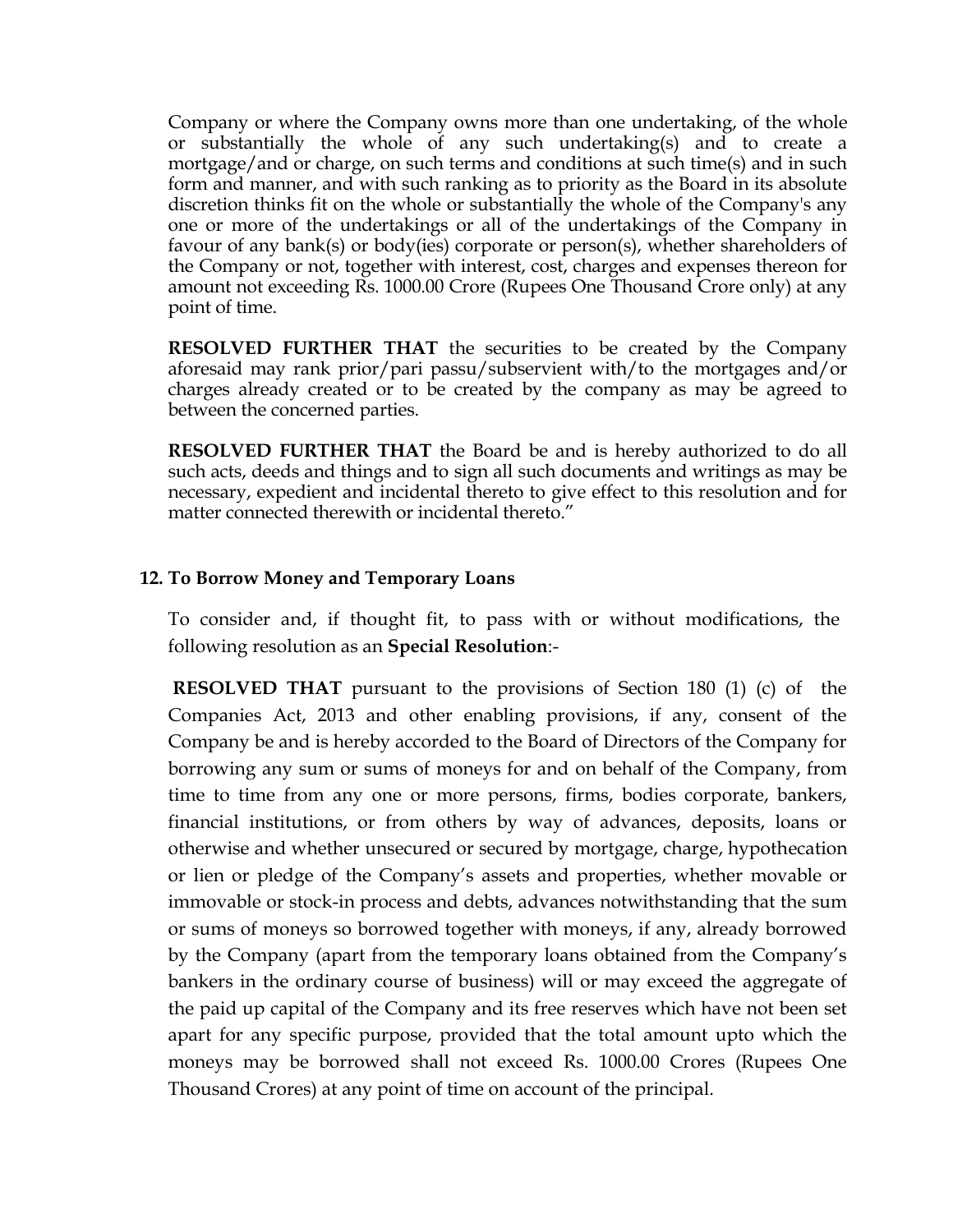Company or where the Company owns more than one undertaking, of the whole or substantially the whole of any such undertaking(s) and to create a mortgage/and or charge, on such terms and conditions at such time(s) and in such form and manner, and with such ranking as to priority as the Board in its absolute discretion thinks fit on the whole or substantially the whole of the Company's any one or more of the undertakings or all of the undertakings of the Company in favour of any bank(s) or body(ies) corporate or person(s), whether shareholders of the Company or not, together with interest, cost, charges and expenses thereon for amount not exceeding Rs. 1000.00 Crore (Rupees One Thousand Crore only) at any point of time.

**RESOLVED FURTHER THAT** the securities to be created by the Company aforesaid may rank prior/pari passu/subservient with/to the mortgages and/or charges already created or to be created by the company as may be agreed to between the concerned parties.

**RESOLVED FURTHER THAT** the Board be and is hereby authorized to do all such acts, deeds and things and to sign all such documents and writings as may be necessary, expedient and incidental thereto to give effect to this resolution and for matter connected therewith or incidental thereto."

**12. To Borrow Money and Temporary Loans**

To consider and, if thought fit, to pass with or without modifications, the following resolution as an **Special Resolution**:-

**RESOLVED THAT** pursuant to the provisions of Section 180 (1) (c) of the Companies Act, 2013 and other enabling provisions, if any, consent of the Company be and is hereby accorded to the Board of Directors of the Company for borrowing any sum or sums of moneys for and on behalf of the Company, from time to time from any one or more persons, firms, bodies corporate, bankers, financial institutions, or from others by way of advances, deposits, loans or otherwise and whether unsecured or secured by mortgage, charge, hypothecation or lien or pledge of the Company's assets and properties, whether movable or immovable or stock-in process and debts, advances notwithstanding that the sum or sums of moneys so borrowed together with moneys, if any, already borrowed by the Company (apart from the temporary loans obtained from the Company's bankers in the ordinary course of business) will or may exceed the aggregate of the paid up capital of the Company and its free reserves which have not been set apart for any specific purpose, provided that the total amount upto which the moneys may be borrowed shall not exceed Rs. 1000.00 Crores (Rupees One Thousand Crores) at any point of time on account of the principal.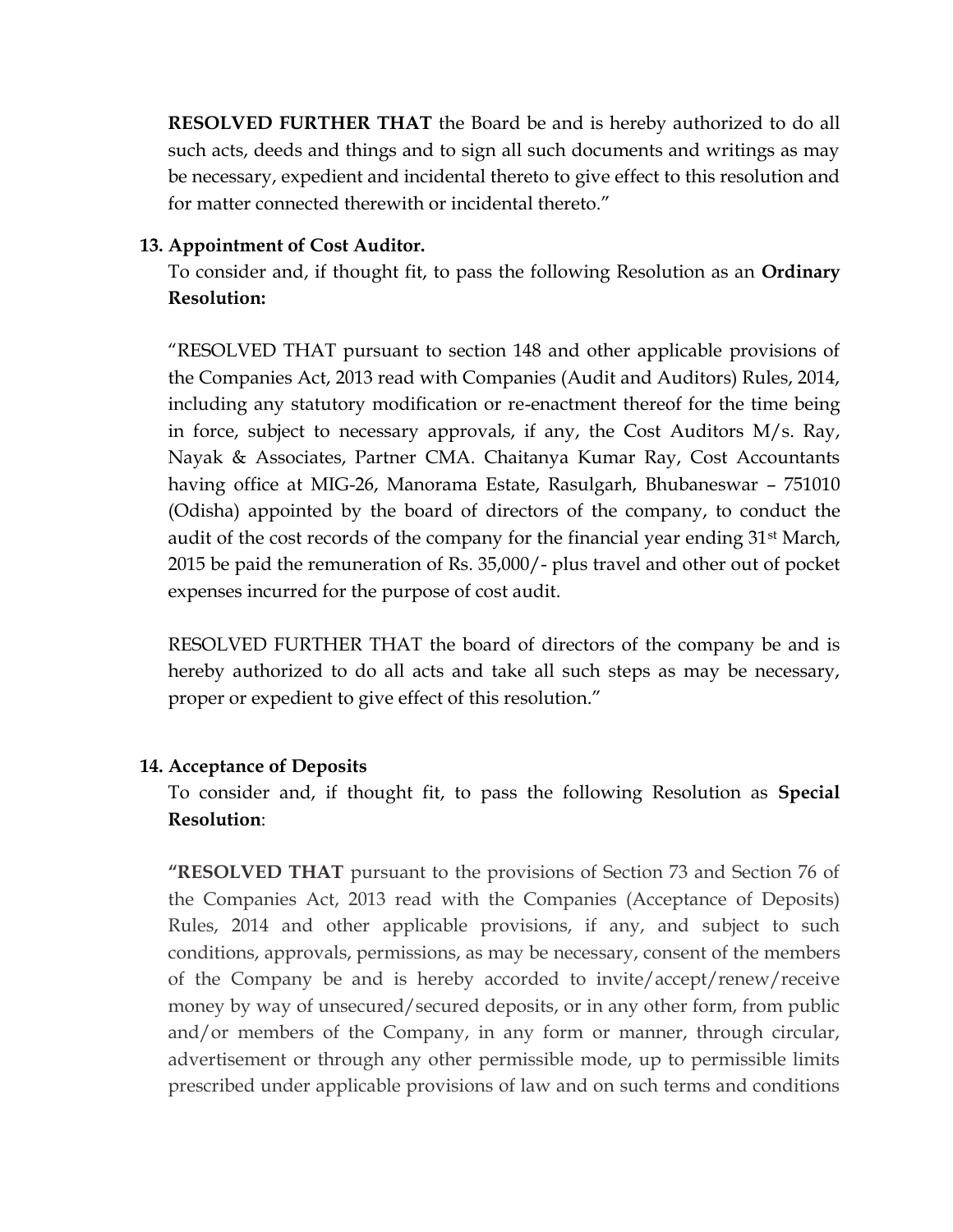**RESOLVED FURTHER THAT** the Board be and is hereby authorized to do all such acts, deeds and things and to sign all such documents and writings as may be necessary, expedient and incidental thereto to give effect to this resolution and for matter connected therewith or incidental thereto."

**13. Appointment of Cost Auditor.**

To consider and, if thought fit, to pass the following Resolution as an **Ordinary Resolution:**

"RESOLVED THAT pursuant to section 148 and other applicable provisions of the Companies Act, 2013 read with Companies (Audit and Auditors) Rules, 2014, including any statutory modification or re-enactment thereof for the time being in force, subject to necessary approvals, if any, the Cost Auditors M/s. Ray, Nayak & Associates, Partner CMA. Chaitanya Kumar Ray, Cost Accountants having office at MIG-26, Manorama Estate, Rasulgarh, Bhubaneswar – 751010 (Odisha) appointed by the board of directors of the company, to conduct the audit of the cost records of the company for the financial year ending 31st March, 2015 be paid the remuneration of Rs. 35,000/- plus travel and other out of pocket expenses incurred for the purpose of cost audit.

RESOLVED FURTHER THAT the board of directors of the company be and is hereby authorized to do all acts and take all such steps as may be necessary, proper or expedient to give effect of this resolution."

**14. Acceptance of Deposits**

To consider and, if thought fit, to pass the following Resolution as **Special Resolution**:

**"RESOLVED THAT** pursuant to the provisions of Section 73 and Section 76 of the Companies Act, 2013 read with the Companies (Acceptance of Deposits) Rules, 2014 and other applicable provisions, if any, and subject to such conditions, approvals, permissions, as may be necessary, consent of the members of the Company be and is hereby accorded to invite/accept/renew/receive money by way of unsecured/secured deposits, or in any other form, from public and/or members of the Company, in any form or manner, through circular, advertisement or through any other permissible mode, up to permissible limits prescribed under applicable provisions of law and on such terms and conditions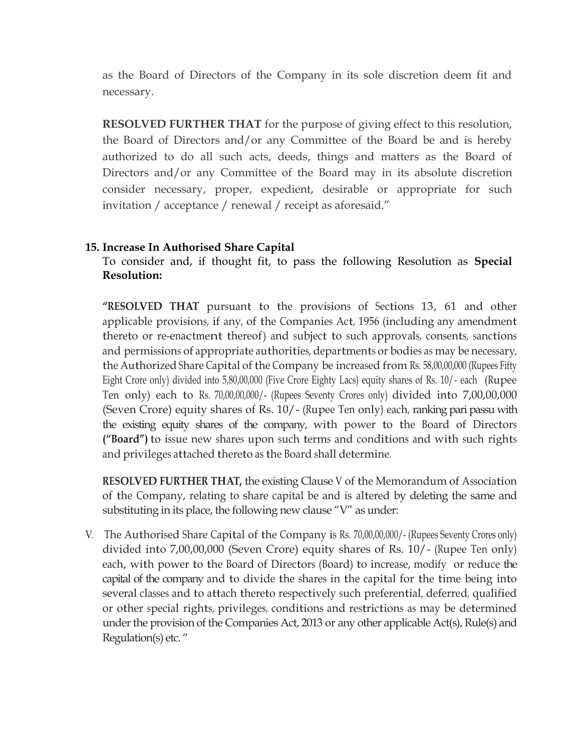as the Board of Directors of the Company in its sole discretion deem fit and necessary.

**RESOLVED FURTHER THAT** for the purpose of giving effect to this resolution, the Board of Directors and/or any Committee of the Board be and is hereby authorized to do all such acts, deeds, things and matters as the Board of Directors and/or any Committee of the Board may in its absolute discretion consider necessary, proper, expedient, desirable or appropriate for such invitation / acceptance / renewal / receipt as aforesaid."

**15. Increase In Authorised Share Capital**

To consider and, if thought fit, to pass the following Resolution as **Special Resolution:**

**"RESOLVED THAT** pursuant to the provisions of Sections 13, 61 and other applicable provisions, if any, of the Companies Act, 1956 (including any amendment thereto or re-enactment thereof) and subject to such approvals, consents, sanctions and permissions of appropriate authorities, departments or bodies as may be necessary, the Authorized Share Capital of the Company be increased from Rs. 58,00,00,000 (Rupees Fifty Eight Crore only) divided into 5,80,00,000 (Five Crore Eighty Lacs) equity shares of Rs. 10/- each (Rupee Ten only) each to Rs. 70,00,00,000/- (Rupees Seventy Crores only) divided into 7,00,00,000 (Seven Crore) equity shares of Rs. 10/- (Rupee Ten only) each, ranking pari passu with the existing equity shares of the company, with power to the Board of Directors **("Board")** to issue new shares upon such terms and conditions and with such rights and privileges attached thereto as the Board shall determine.

**RESOLVED FURTHER THAT,** the existing Clause V of the Memorandum of Association of the Company, relating to share capital be and is altered by deleting the same and substituting in its place, the following new clause "V" as under:

V. The Authorised Share Capital of the Company is Rs. 70,00,00,000/- (Rupees Seventy Crores only) divided into 7,00,00,000 (Seven Crore) equity shares of Rs. 10/- (Rupee Ten only) each, with power to the Board of Directors (Board) to increase, modify or reduce the capital of the company and to divide the shares in the capital for the time being into several classes and to attach thereto respectively such preferential, deferred, qualified or other special rights, privileges, conditions and restrictions as may be determined under the provision of the Companies Act, 2013 or any other applicable Act(s), Rule(s) and Regulation(s) etc. "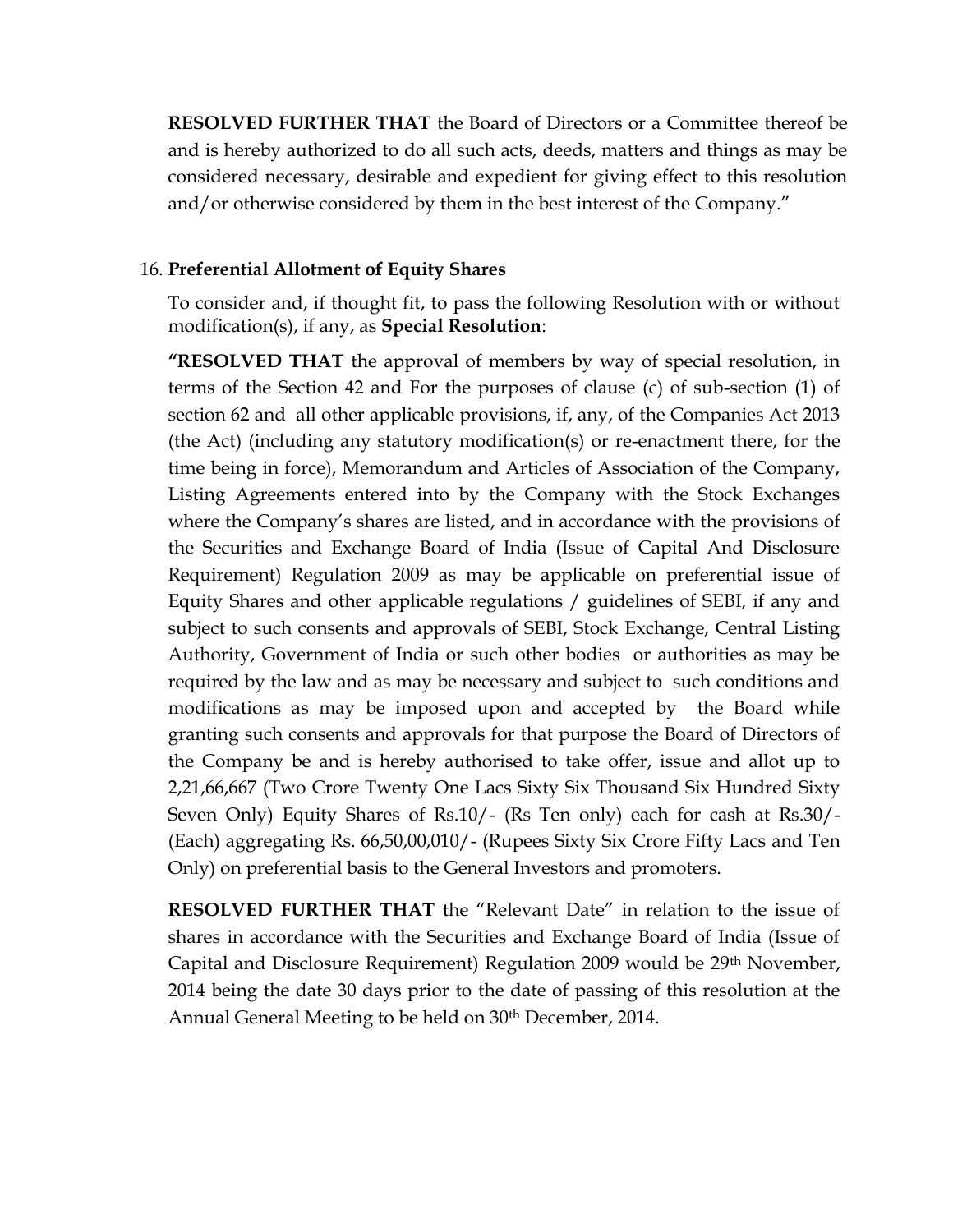**RESOLVED FURTHER THAT** the Board of Directors or a Committee thereof be and is hereby authorized to do all such acts, deeds, matters and things as may be considered necessary, desirable and expedient for giving effect to this resolution and/or otherwise considered by them in the best interest of the Company."

16. **Preferential Allotment of Equity Shares**

To consider and, if thought fit, to pass the following Resolution with or without modification(s), if any, as **Special Resolution**:

**"RESOLVED THAT** the approval of members by way of special resolution, in terms of the Section 42 and For the purposes of clause (c) of sub-section (1) of section 62 and all other applicable provisions, if, any, of the Companies Act 2013 (the Act) (including any statutory modification(s) or re-enactment there, for the time being in force), Memorandum and Articles of Association of the Company, Listing Agreements entered into by the Company with the Stock Exchanges where the Company's shares are listed, and in accordance with the provisions of the Securities and Exchange Board of India (Issue of Capital And Disclosure Requirement) Regulation 2009 as may be applicable on preferential issue of Equity Shares and other applicable regulations / guidelines of SEBI, if any and subject to such consents and approvals of SEBI, Stock Exchange, Central Listing Authority, Government of India or such other bodies or authorities as may be required by the law and as may be necessary and subject to such conditions and modifications as may be imposed upon and accepted by the Board while granting such consents and approvals for that purpose the Board of Directors of the Company be and is hereby authorised to take offer, issue and allot up to 2,21,66,667 (Two Crore Twenty One Lacs Sixty Six Thousand Six Hundred Sixty Seven Only) Equity Shares of Rs.10/- (Rs Ten only) each for cash at Rs.30/- (Each) aggregating Rs. 66,50,00,010/- (Rupees Sixty Six Crore Fifty Lacs and Ten Only) on preferential basis to the General Investors and promoters.

**RESOLVED FURTHER THAT** the "Relevant Date" in relation to the issue of shares in accordance with the Securities and Exchange Board of India (Issue of Capital and Disclosure Requirement) Regulation 2009 would be 29th November, 2014 being the date 30 days prior to the date of passing of this resolution at the Annual General Meeting to be held on 30th December, 2014.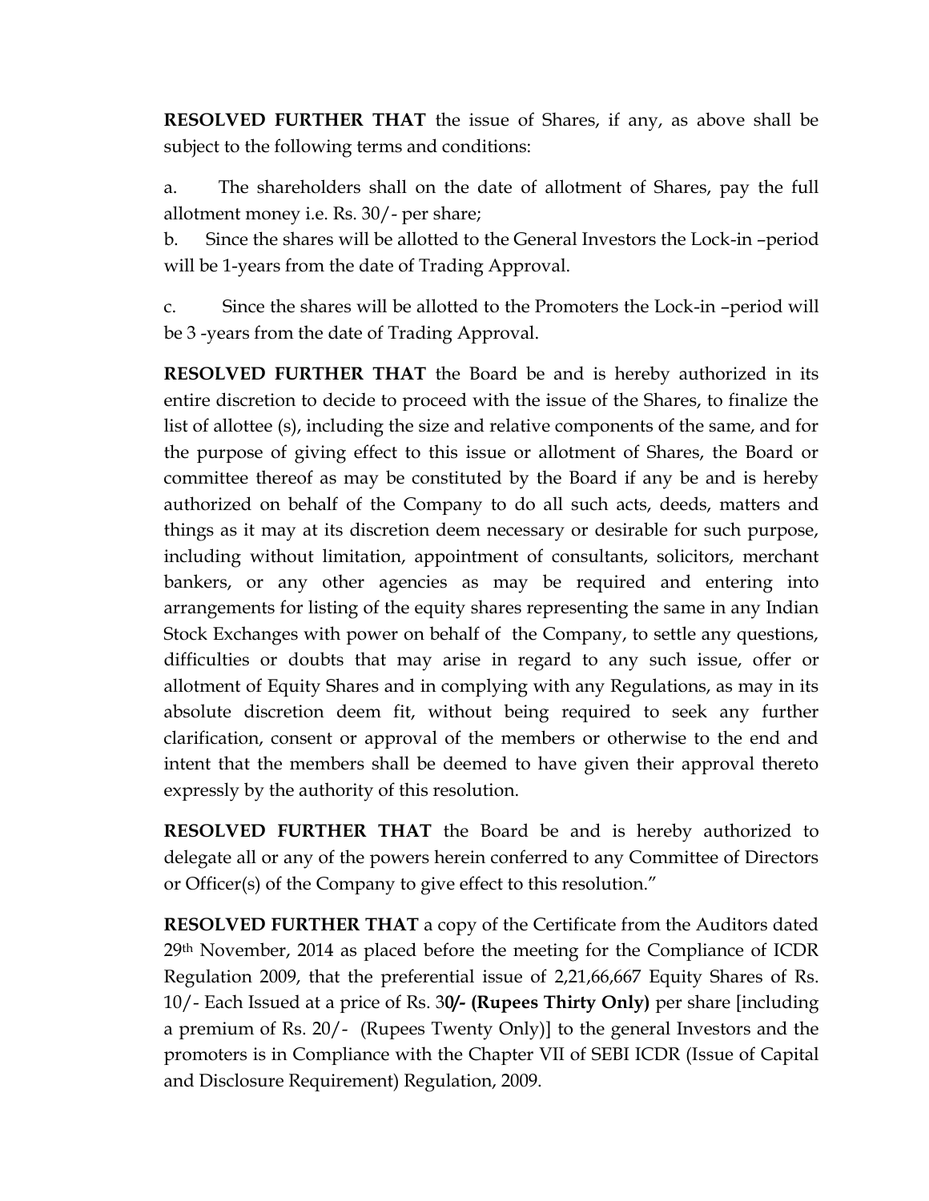**RESOLVED FURTHER THAT** the issue of Shares, if any, as above shall be subject to the following terms and conditions:

a. The shareholders shall on the date of allotment of Shares, pay the full allotment money i.e. Rs. 30/- per share;

b. Since the shares will be allotted to the General Investors the Lock-in –period will be 1-years from the date of Trading Approval.

c. Since the shares will be allotted to the Promoters the Lock-in –period will be 3 -years from the date of Trading Approval.

**RESOLVED FURTHER THAT** the Board be and is hereby authorized in its entire discretion to decide to proceed with the issue of the Shares, to finalize the list of allottee (s), including the size and relative components of the same, and for the purpose of giving effect to this issue or allotment of Shares, the Board or committee thereof as may be constituted by the Board if any be and is hereby authorized on behalf of the Company to do all such acts, deeds, matters and things as it may at its discretion deem necessary or desirable for such purpose, including without limitation, appointment of consultants, solicitors, merchant bankers, or any other agencies as may be required and entering into arrangements for listing of the equity shares representing the same in any Indian Stock Exchanges with power on behalf of the Company, to settle any questions, difficulties or doubts that may arise in regard to any such issue, offer or allotment of Equity Shares and in complying with any Regulations, as may in its absolute discretion deem fit, without being required to seek any further clarification, consent or approval of the members or otherwise to the end and intent that the members shall be deemed to have given their approval thereto expressly by the authority of this resolution.

**RESOLVED FURTHER THAT** the Board be and is hereby authorized to delegate all or any of the powers herein conferred to any Committee of Directors or Officer(s) of the Company to give effect to this resolution."

**RESOLVED FURTHER THAT** a copy of the Certificate from the Auditors dated 29th November, 2014 as placed before the meeting for the Compliance of ICDR Regulation 2009, that the preferential issue of 2,21,66,667 Equity Shares of Rs. 10/- Each Issued at a price of Rs. 3**0/- (Rupees Thirty Only)** per share [including a premium of Rs. 20/- (Rupees Twenty Only)] to the general Investors and the promoters is in Compliance with the Chapter VII of SEBI ICDR (Issue of Capital and Disclosure Requirement) Regulation, 2009.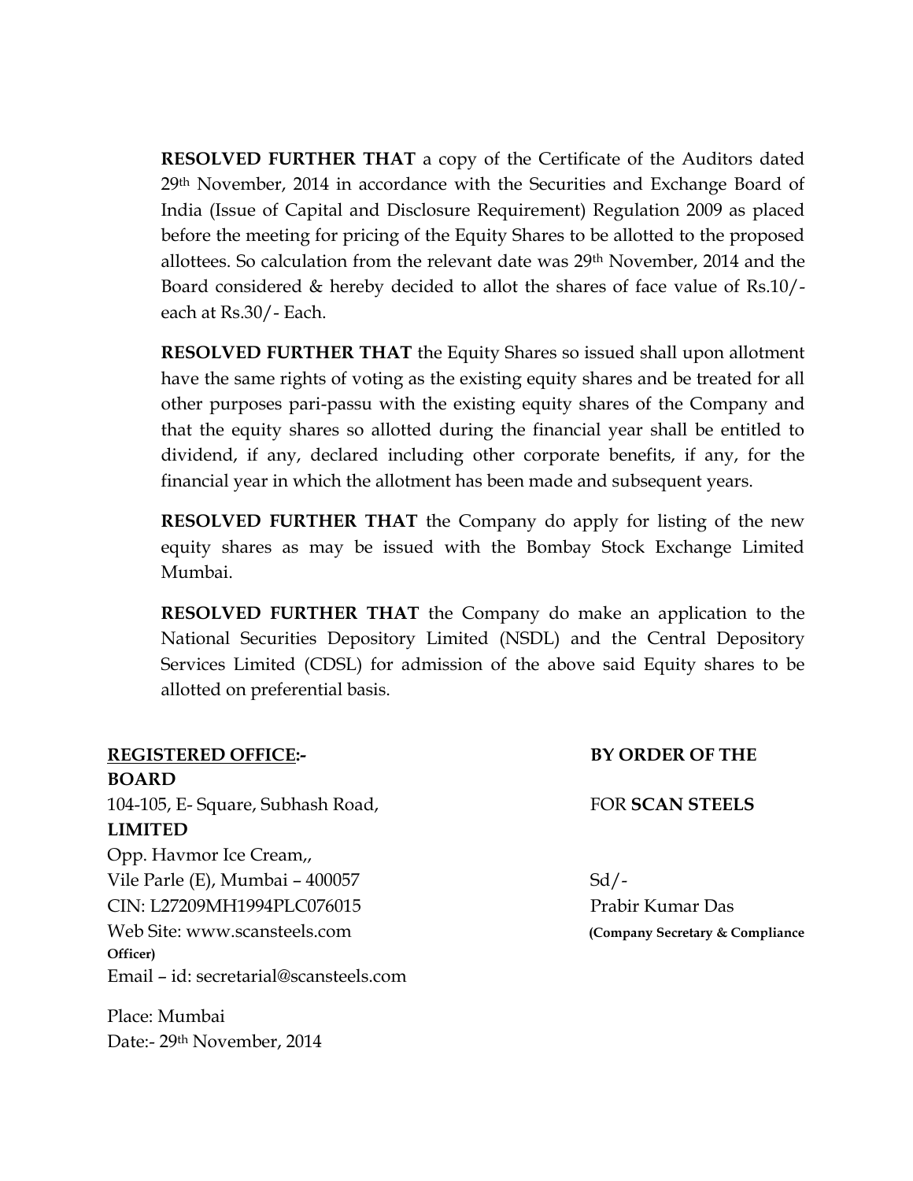**RESOLVED FURTHER THAT** a copy of the Certificate of the Auditors dated 29th November, 2014 in accordance with the Securities and Exchange Board of India (Issue of Capital and Disclosure Requirement) Regulation 2009 as placed before the meeting for pricing of the Equity Shares to be allotted to the proposed allottees. So calculation from the relevant date was 29th November, 2014 and the Board considered & hereby decided to allot the shares of face value of Rs.10/- each at Rs.30/- Each.

**RESOLVED FURTHER THAT** the Equity Shares so issued shall upon allotment have the same rights of voting as the existing equity shares and be treated for all other purposes pari-passu with the existing equity shares of the Company and that the equity shares so allotted during the financial year shall be entitled to dividend, if any, declared including other corporate benefits, if any, for the financial year in which the allotment has been made and subsequent years.

**RESOLVED FURTHER THAT** the Company do apply for listing of the new equity shares as may be issued with the Bombay Stock Exchange Limited Mumbai.

**RESOLVED FURTHER THAT** the Company do make an application to the National Securities Depository Limited (NSDL) and the Central Depository Services Limited (CDSL) for admission of the above said Equity shares to be allotted on preferential basis.

**REGISTERED OFFICE:-**
104-105, E- Square, Subhash Road,
Opp. Havmor Ice Cream,,
Vile Parle (E), Mumbai – 400057
CIN: L27209MH1994PLC076015
Web Site: www.scansteels.com
Email – id: secretarial@scansteels.com

**BY ORDER OF THE BOARD**
FOR **SCAN STEELS LIMITED**

Sd/-
Prabir Kumar Das
**(Company Secretary & Compliance Officer)**

Place: Mumbai
Date:- 29th November, 2014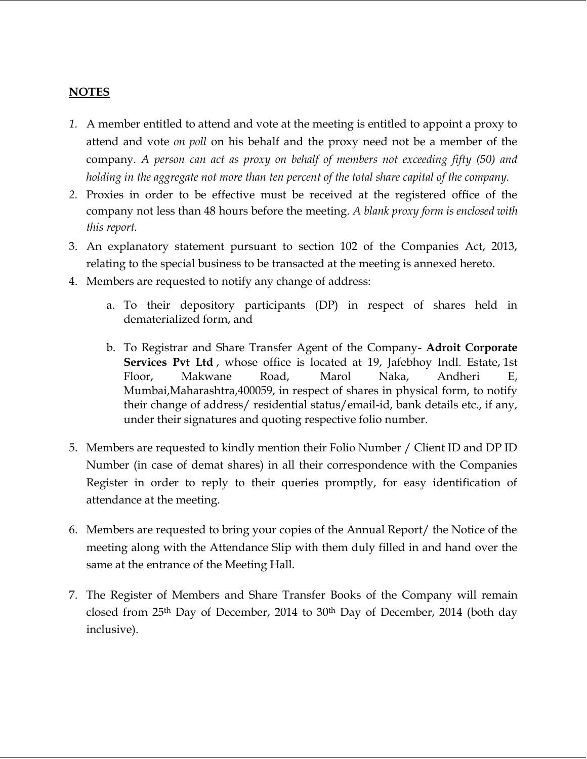**NOTES**

1. A member entitled to attend and vote at the meeting is entitled to appoint a proxy to attend and vote *on poll* on his behalf and the proxy need not be a member of the company. *A person can act as proxy on behalf of members not exceeding fifty (50) and holding in the aggregate not more than ten percent of the total share capital of the company.*
2. Proxies in order to be effective must be received at the registered office of the company not less than 48 hours before the meeting. *A blank proxy form is enclosed with this report.*
3. An explanatory statement pursuant to section 102 of the Companies Act, 2013, relating to the special business to be transacted at the meeting is annexed hereto.
4. Members are requested to notify any change of address:

    a. To their depository participants (DP) in respect of shares held in dematerialized form, and

    b. To Registrar and Share Transfer Agent of the Company- **Adroit Corporate Services Pvt Ltd** , whose office is located at 19, Jafebhoy Indl. Estate, 1st Floor, Makwane Road, Marol Naka, Andheri E, Mumbai,Maharashtra,400059, in respect of shares in physical form, to notify their change of address/ residential status/email-id, bank details etc., if any, under their signatures and quoting respective folio number.

5. Members are requested to kindly mention their Folio Number / Client ID and DP ID Number (in case of demat shares) in all their correspondence with the Companies Register in order to reply to their queries promptly, for easy identification of attendance at the meeting.

6. Members are requested to bring your copies of the Annual Report/ the Notice of the meeting along with the Attendance Slip with them duly filled in and hand over the same at the entrance of the Meeting Hall.

7. The Register of Members and Share Transfer Books of the Company will remain closed from 25th Day of December, 2014 to 30th Day of December, 2014 (both day inclusive).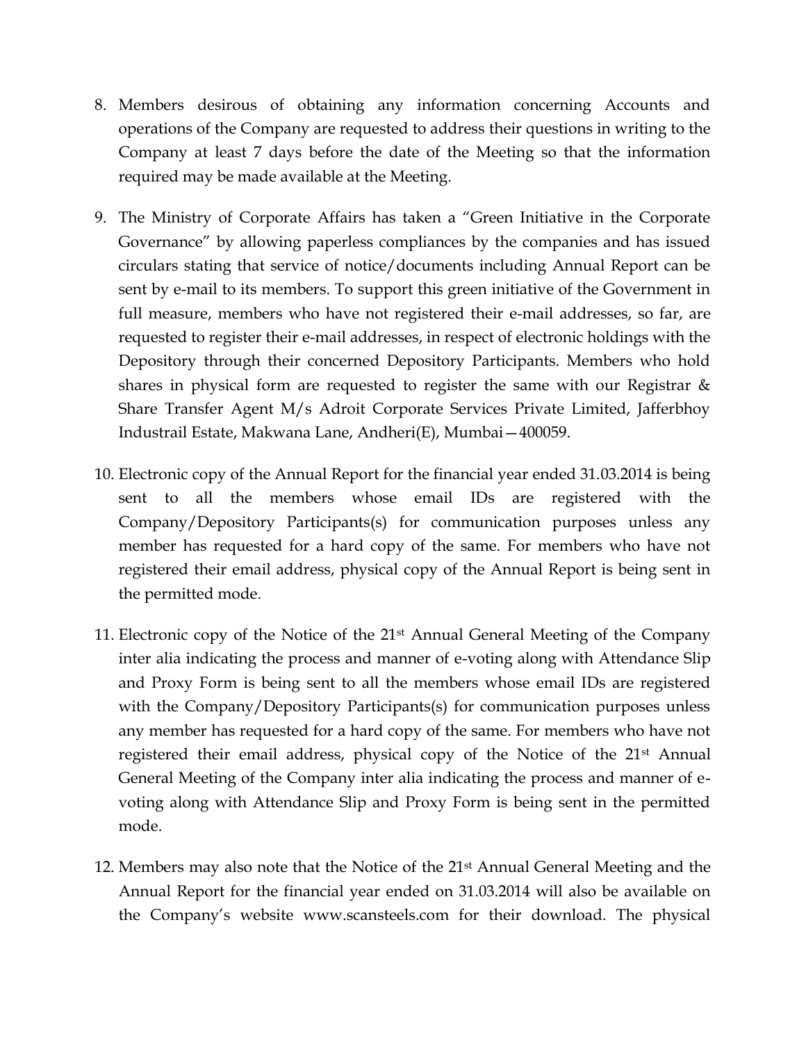8. Members desirous of obtaining any information concerning Accounts and operations of the Company are requested to address their questions in writing to the Company at least 7 days before the date of the Meeting so that the information required may be made available at the Meeting.

9. The Ministry of Corporate Affairs has taken a "Green Initiative in the Corporate Governance" by allowing paperless compliances by the companies and has issued circulars stating that service of notice/documents including Annual Report can be sent by e-mail to its members. To support this green initiative of the Government in full measure, members who have not registered their e-mail addresses, so far, are requested to register their e-mail addresses, in respect of electronic holdings with the Depository through their concerned Depository Participants. Members who hold shares in physical form are requested to register the same with our Registrar & Share Transfer Agent M/s Adroit Corporate Services Private Limited, Jafferbhoy Industrail Estate, Makwana Lane, Andheri(E), Mumbai—400059.

10. Electronic copy of the Annual Report for the financial year ended 31.03.2014 is being sent to all the members whose email IDs are registered with the Company/Depository Participants(s) for communication purposes unless any member has requested for a hard copy of the same. For members who have not registered their email address, physical copy of the Annual Report is being sent in the permitted mode.

11. Electronic copy of the Notice of the 21st Annual General Meeting of the Company inter alia indicating the process and manner of e-voting along with Attendance Slip and Proxy Form is being sent to all the members whose email IDs are registered with the Company/Depository Participants(s) for communication purposes unless any member has requested for a hard copy of the same. For members who have not registered their email address, physical copy of the Notice of the 21st Annual General Meeting of the Company inter alia indicating the process and manner of e-voting along with Attendance Slip and Proxy Form is being sent in the permitted mode.

12. Members may also note that the Notice of the 21st Annual General Meeting and the Annual Report for the financial year ended on 31.03.2014 will also be available on the Company's website www.scansteels.com for their download. The physical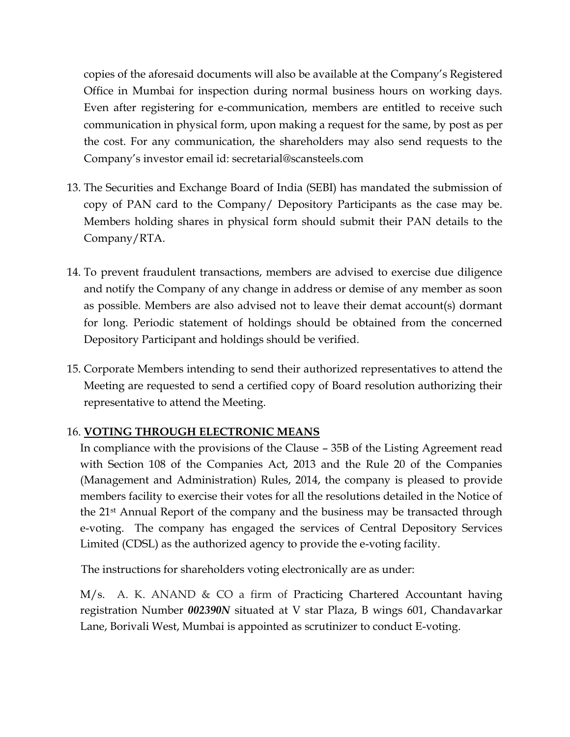copies of the aforesaid documents will also be available at the Company's Registered Office in Mumbai for inspection during normal business hours on working days. Even after registering for e-communication, members are entitled to receive such communication in physical form, upon making a request for the same, by post as per the cost. For any communication, the shareholders may also send requests to the Company's investor email id: secretarial@scansteels.com

13. The Securities and Exchange Board of India (SEBI) has mandated the submission of copy of PAN card to the Company/ Depository Participants as the case may be. Members holding shares in physical form should submit their PAN details to the Company/RTA.

14. To prevent fraudulent transactions, members are advised to exercise due diligence and notify the Company of any change in address or demise of any member as soon as possible. Members are also advised not to leave their demat account(s) dormant for long. Periodic statement of holdings should be obtained from the concerned Depository Participant and holdings should be verified.

15. Corporate Members intending to send their authorized representatives to attend the Meeting are requested to send a certified copy of Board resolution authorizing their representative to attend the Meeting.

16. **VOTING THROUGH ELECTRONIC MEANS**

In compliance with the provisions of the Clause – 35B of the Listing Agreement read with Section 108 of the Companies Act, 2013 and the Rule 20 of the Companies (Management and Administration) Rules, 2014, the company is pleased to provide members facility to exercise their votes for all the resolutions detailed in the Notice of the 21st Annual Report of the company and the business may be transacted through e-voting. The company has engaged the services of Central Depository Services Limited (CDSL) as the authorized agency to provide the e-voting facility.

The instructions for shareholders voting electronically are as under:

M/s. A. K. ANAND & CO a firm of Practicing Chartered Accountant having registration Number ***002390N*** situated at V star Plaza, B wings 601, Chandavarkar Lane, Borivali West, Mumbai is appointed as scrutinizer to conduct E-voting.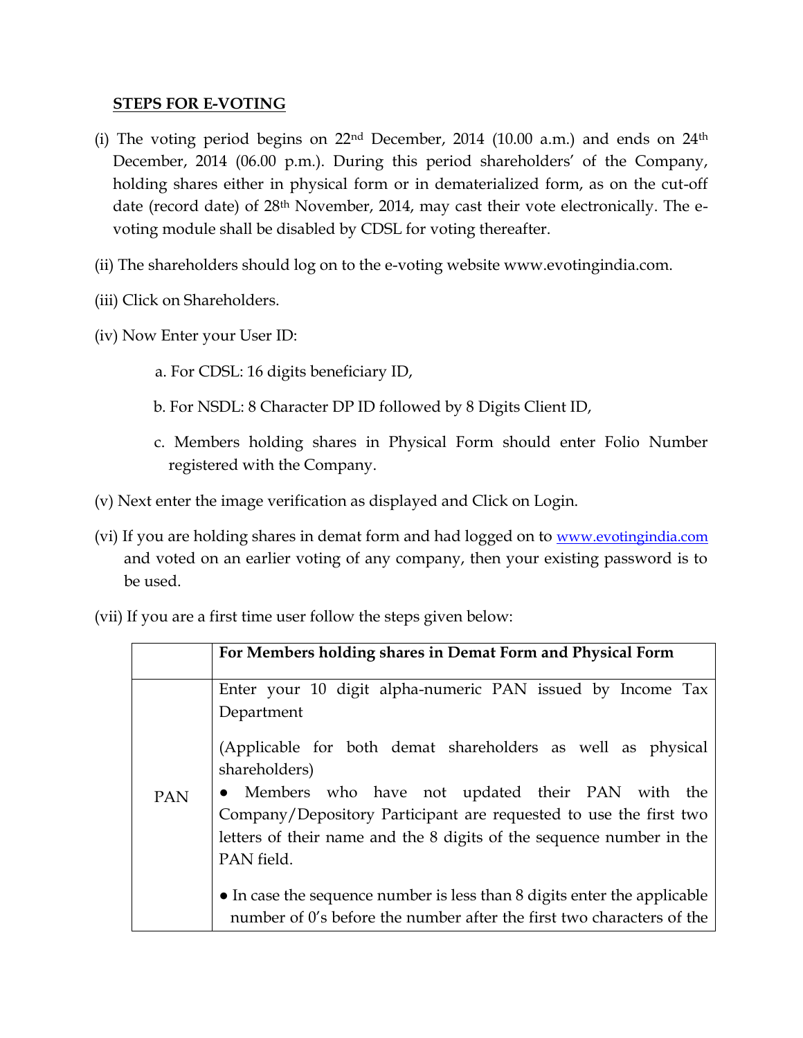**STEPS FOR E-VOTING**

(i) The voting period begins on 22nd December, 2014 (10.00 a.m.) and ends on 24th December, 2014 (06.00 p.m.). During this period shareholders' of the Company, holding shares either in physical form or in dematerialized form, as on the cut-off date (record date) of 28th November, 2014, may cast their vote electronically. The e-voting module shall be disabled by CDSL for voting thereafter.

(ii) The shareholders should log on to the e-voting website www.evotingindia.com.

(iii) Click on Shareholders.

(iv) Now Enter your User ID:

a. For CDSL: 16 digits beneficiary ID,

b. For NSDL: 8 Character DP ID followed by 8 Digits Client ID,

c. Members holding shares in Physical Form should enter Folio Number registered with the Company.

(v) Next enter the image verification as displayed and Click on Login.

(vi) If you are holding shares in demat form and had logged on to www.evotingindia.com and voted on an earlier voting of any company, then your existing password is to be used.

(vii) If you are a first time user follow the steps given below:

| | For Members holding shares in Demat Form and Physical Form |
|---|---|
| PAN | Enter your 10 digit alpha-numeric PAN issued by Income Tax Department<br><br>(Applicable for both demat shareholders as well as physical shareholders)<br>● Members who have not updated their PAN with the Company/Depository Participant are requested to use the first two letters of their name and the 8 digits of the sequence number in the PAN field.<br><br>● In case the sequence number is less than 8 digits enter the applicable number of 0's before the number after the first two characters of the |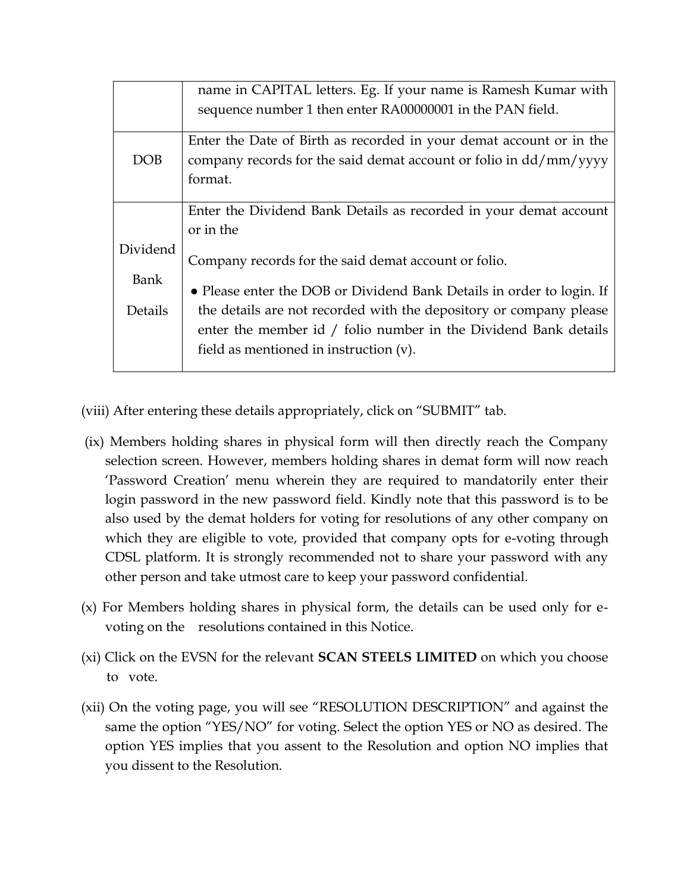| | |
|---|---|
| | name in CAPITAL letters. Eg. If your name is Ramesh Kumar with sequence number 1 then enter RA00000001 in the PAN field. |
| DOB | Enter the Date of Birth as recorded in your demat account or in the company records for the said demat account or folio in dd/mm/yyyy format. |
| Dividend Bank Details | Enter the Dividend Bank Details as recorded in your demat account or in the<br><br>Company records for the said demat account or folio.<br><br>● Please enter the DOB or Dividend Bank Details in order to login. If the details are not recorded with the depository or company please enter the member id / folio number in the Dividend Bank details field as mentioned in instruction (v). |

(viii) After entering these details appropriately, click on "SUBMIT" tab.

(ix) Members holding shares in physical form will then directly reach the Company selection screen. However, members holding shares in demat form will now reach 'Password Creation' menu wherein they are required to mandatorily enter their login password in the new password field. Kindly note that this password is to be also used by the demat holders for voting for resolutions of any other company on which they are eligible to vote, provided that company opts for e-voting through CDSL platform. It is strongly recommended not to share your password with any other person and take utmost care to keep your password confidential.

(x) For Members holding shares in physical form, the details can be used only for e-voting on the resolutions contained in this Notice.

(xi) Click on the EVSN for the relevant **SCAN STEELS LIMITED** on which you choose to vote.

(xii) On the voting page, you will see "RESOLUTION DESCRIPTION" and against the same the option "YES/NO" for voting. Select the option YES or NO as desired. The option YES implies that you assent to the Resolution and option NO implies that you dissent to the Resolution.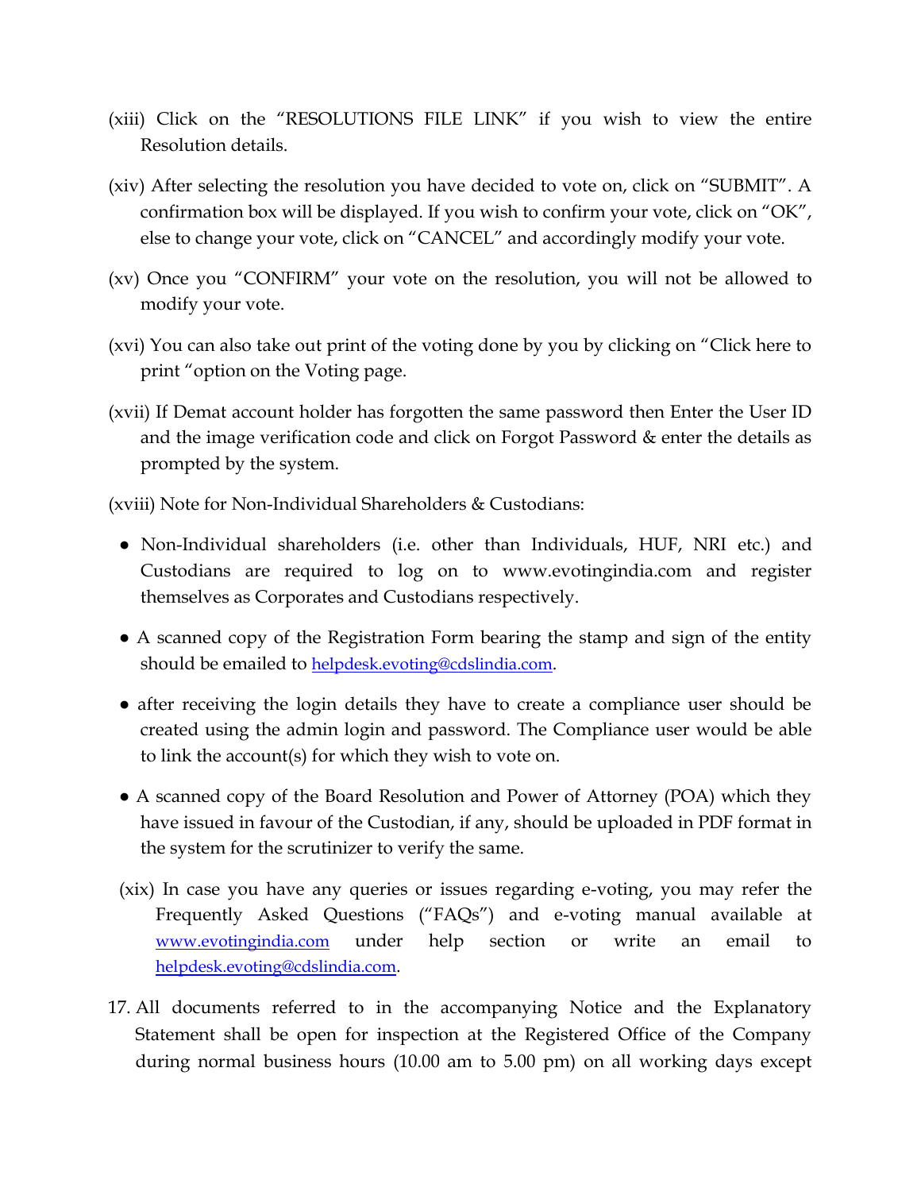(xiii) Click on the "RESOLUTIONS FILE LINK" if you wish to view the entire Resolution details.

(xiv) After selecting the resolution you have decided to vote on, click on "SUBMIT". A confirmation box will be displayed. If you wish to confirm your vote, click on "OK", else to change your vote, click on "CANCEL" and accordingly modify your vote.

(xv) Once you "CONFIRM" your vote on the resolution, you will not be allowed to modify your vote.

(xvi) You can also take out print of the voting done by you by clicking on "Click here to print "option on the Voting page.

(xvii) If Demat account holder has forgotten the same password then Enter the User ID and the image verification code and click on Forgot Password & enter the details as prompted by the system.

(xviii) Note for Non-Individual Shareholders & Custodians:

- Non-Individual shareholders (i.e. other than Individuals, HUF, NRI etc.) and Custodians are required to log on to www.evotingindia.com and register themselves as Corporates and Custodians respectively.
- A scanned copy of the Registration Form bearing the stamp and sign of the entity should be emailed to helpdesk.evoting@cdslindia.com.
- after receiving the login details they have to create a compliance user should be created using the admin login and password. The Compliance user would be able to link the account(s) for which they wish to vote on.
- A scanned copy of the Board Resolution and Power of Attorney (POA) which they have issued in favour of the Custodian, if any, should be uploaded in PDF format in the system for the scrutinizer to verify the same.

(xix) In case you have any queries or issues regarding e-voting, you may refer the Frequently Asked Questions ("FAQs") and e-voting manual available at www.evotingindia.com under help section or write an email to helpdesk.evoting@cdslindia.com.

17. All documents referred to in the accompanying Notice and the Explanatory Statement shall be open for inspection at the Registered Office of the Company during normal business hours (10.00 am to 5.00 pm) on all working days except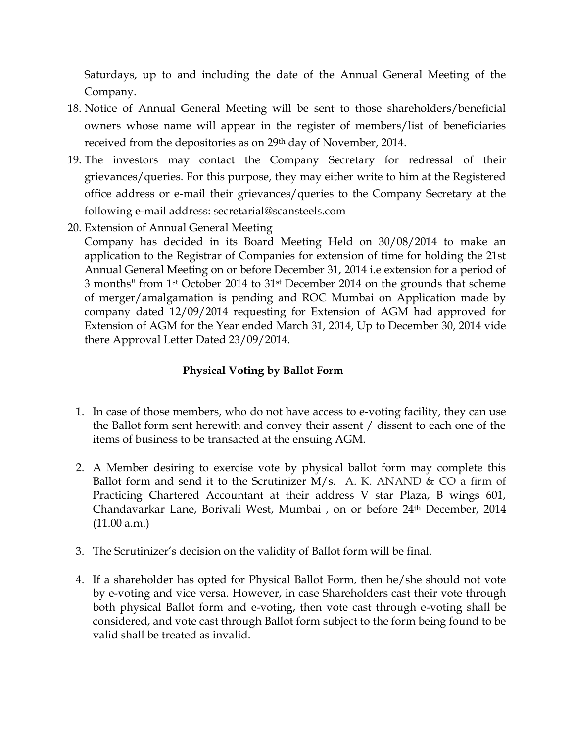Saturdays, up to and including the date of the Annual General Meeting of the Company.

18. Notice of Annual General Meeting will be sent to those shareholders/beneficial owners whose name will appear in the register of members/list of beneficiaries received from the depositories as on 29th day of November, 2014.

19. The investors may contact the Company Secretary for redressal of their grievances/queries. For this purpose, they may either write to him at the Registered office address or e-mail their grievances/queries to the Company Secretary at the following e-mail address: secretarial@scansteels.com

20. Extension of Annual General Meeting
Company has decided in its Board Meeting Held on 30/08/2014 to make an application to the Registrar of Companies for extension of time for holding the 21st Annual General Meeting on or before December 31, 2014 i.e extension for a period of 3 months" from 1st October 2014 to 31st December 2014 on the grounds that scheme of merger/amalgamation is pending and ROC Mumbai on Application made by company dated 12/09/2014 requesting for Extension of AGM had approved for Extension of AGM for the Year ended March 31, 2014, Up to December 30, 2014 vide there Approval Letter Dated 23/09/2014.

**Physical Voting by Ballot Form**

1. In case of those members, who do not have access to e-voting facility, they can use the Ballot form sent herewith and convey their assent / dissent to each one of the items of business to be transacted at the ensuing AGM.

2. A Member desiring to exercise vote by physical ballot form may complete this Ballot form and send it to the Scrutinizer M/s. A. K. ANAND & CO a firm of Practicing Chartered Accountant at their address V star Plaza, B wings 601, Chandavarkar Lane, Borivali West, Mumbai , on or before 24th December, 2014 (11.00 a.m.)

3. The Scrutinizer's decision on the validity of Ballot form will be final.

4. If a shareholder has opted for Physical Ballot Form, then he/she should not vote by e-voting and vice versa. However, in case Shareholders cast their vote through both physical Ballot form and e-voting, then vote cast through e-voting shall be considered, and vote cast through Ballot form subject to the form being found to be valid shall be treated as invalid.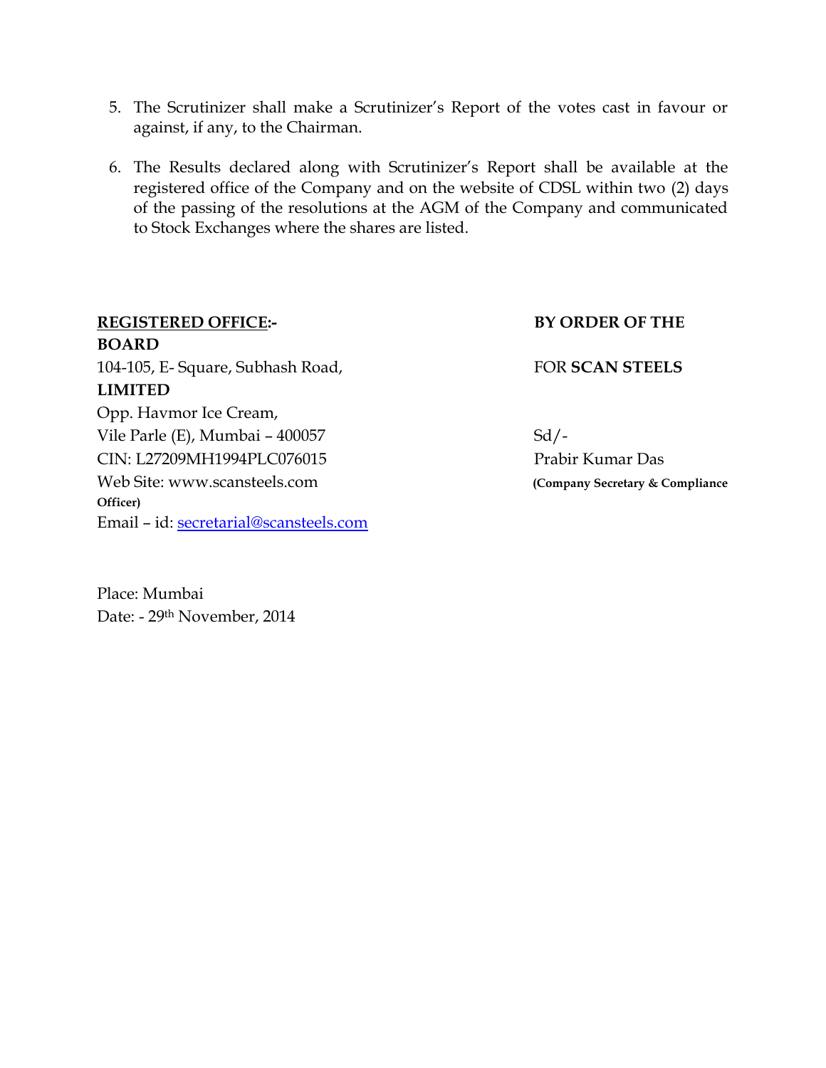5. The Scrutinizer shall make a Scrutinizer's Report of the votes cast in favour or against, if any, to the Chairman.

6. The Results declared along with Scrutinizer's Report shall be available at the registered office of the Company and on the website of CDSL within two (2) days of the passing of the resolutions at the AGM of the Company and communicated to Stock Exchanges where the shares are listed.

**REGISTERED OFFICE:-**
104-105, E- Square, Subhash Road,
Opp. Havmor Ice Cream,
Vile Parle (E), Mumbai – 400057
CIN: L27209MH1994PLC076015
Web Site: www.scansteels.com
Email – id: secretarial@scansteels.com

**BY ORDER OF THE BOARD**
FOR **SCAN STEELS LIMITED**

Sd/-
Prabir Kumar Das
**(Company Secretary & Compliance Officer)**

Place: Mumbai
Date: - 29th November, 2014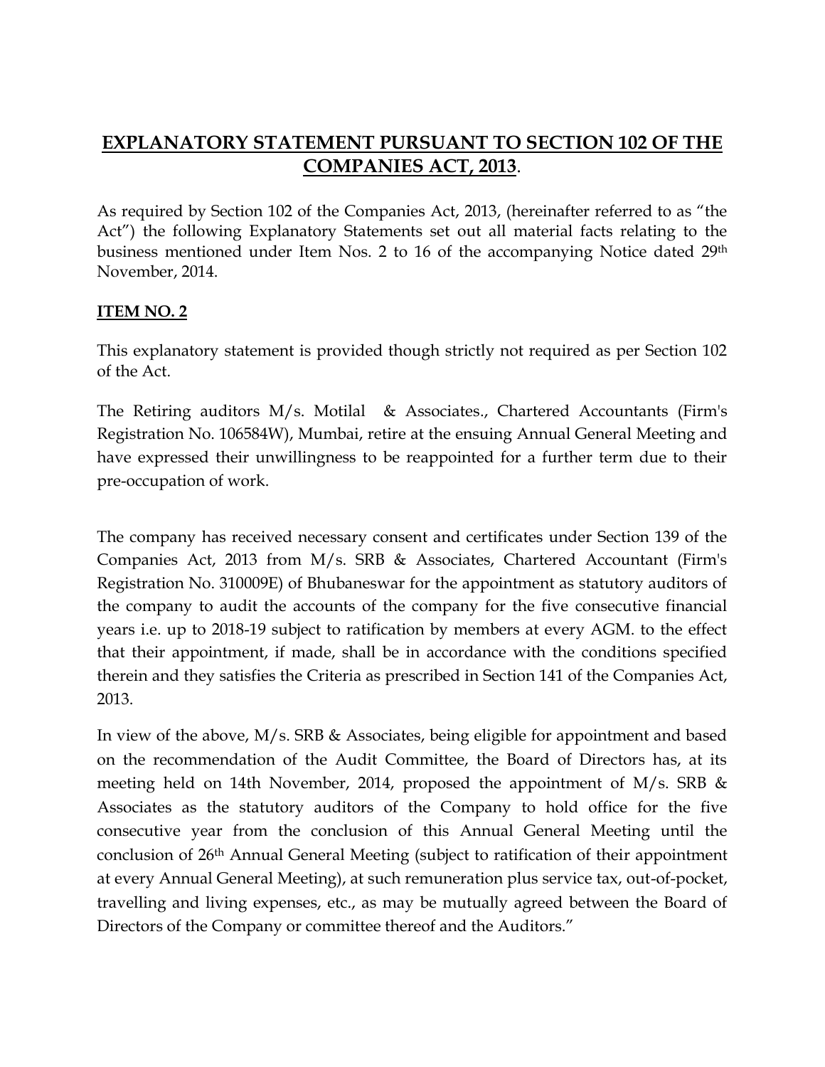## **EXPLANATORY STATEMENT PURSUANT TO SECTION 102 OF THE COMPANIES ACT, 2013**.

As required by Section 102 of the Companies Act, 2013, (hereinafter referred to as "the Act") the following Explanatory Statements set out all material facts relating to the business mentioned under Item Nos. 2 to 16 of the accompanying Notice dated 29th November, 2014.

### **ITEM NO. 2**

This explanatory statement is provided though strictly not required as per Section 102 of the Act.

The Retiring auditors M/s. Motilal & Associates., Chartered Accountants (Firm's Registration No. 106584W), Mumbai, retire at the ensuing Annual General Meeting and have expressed their unwillingness to be reappointed for a further term due to their pre-occupation of work.

The company has received necessary consent and certificates under Section 139 of the Companies Act, 2013 from M/s. SRB & Associates, Chartered Accountant (Firm's Registration No. 310009E) of Bhubaneswar for the appointment as statutory auditors of the company to audit the accounts of the company for the five consecutive financial years i.e. up to 2018-19 subject to ratification by members at every AGM. to the effect that their appointment, if made, shall be in accordance with the conditions specified therein and they satisfies the Criteria as prescribed in Section 141 of the Companies Act, 2013.

In view of the above, M/s. SRB & Associates, being eligible for appointment and based on the recommendation of the Audit Committee, the Board of Directors has, at its meeting held on 14th November, 2014, proposed the appointment of M/s. SRB & Associates as the statutory auditors of the Company to hold office for the five consecutive year from the conclusion of this Annual General Meeting until the conclusion of 26th Annual General Meeting (subject to ratification of their appointment at every Annual General Meeting), at such remuneration plus service tax, out-of-pocket, travelling and living expenses, etc., as may be mutually agreed between the Board of Directors of the Company or committee thereof and the Auditors."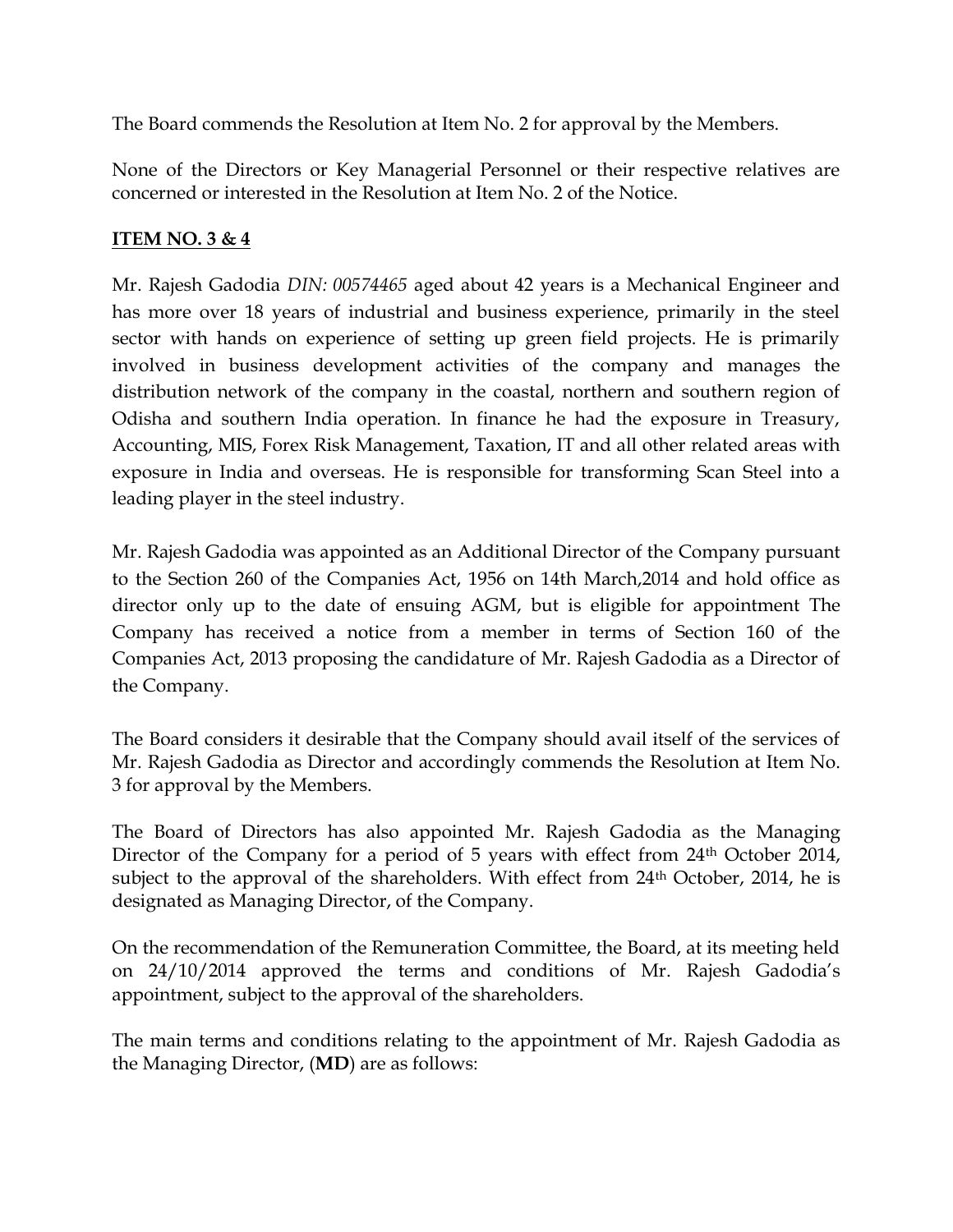The Board commends the Resolution at Item No. 2 for approval by the Members.

None of the Directors or Key Managerial Personnel or their respective relatives are concerned or interested in the Resolution at Item No. 2 of the Notice.

**ITEM NO. 3 & 4**

Mr. Rajesh Gadodia *DIN: 00574465* aged about 42 years is a Mechanical Engineer and has more over 18 years of industrial and business experience, primarily in the steel sector with hands on experience of setting up green field projects. He is primarily involved in business development activities of the company and manages the distribution network of the company in the coastal, northern and southern region of Odisha and southern India operation. In finance he had the exposure in Treasury, Accounting, MIS, Forex Risk Management, Taxation, IT and all other related areas with exposure in India and overseas. He is responsible for transforming Scan Steel into a leading player in the steel industry.

Mr. Rajesh Gadodia was appointed as an Additional Director of the Company pursuant to the Section 260 of the Companies Act, 1956 on 14th March,2014 and hold office as director only up to the date of ensuing AGM, but is eligible for appointment The Company has received a notice from a member in terms of Section 160 of the Companies Act, 2013 proposing the candidature of Mr. Rajesh Gadodia as a Director of the Company.

The Board considers it desirable that the Company should avail itself of the services of Mr. Rajesh Gadodia as Director and accordingly commends the Resolution at Item No. 3 for approval by the Members.

The Board of Directors has also appointed Mr. Rajesh Gadodia as the Managing Director of the Company for a period of 5 years with effect from 24th October 2014, subject to the approval of the shareholders. With effect from 24th October, 2014, he is designated as Managing Director, of the Company.

On the recommendation of the Remuneration Committee, the Board, at its meeting held on 24/10/2014 approved the terms and conditions of Mr. Rajesh Gadodia's appointment, subject to the approval of the shareholders.

The main terms and conditions relating to the appointment of Mr. Rajesh Gadodia as the Managing Director, (**MD**) are as follows: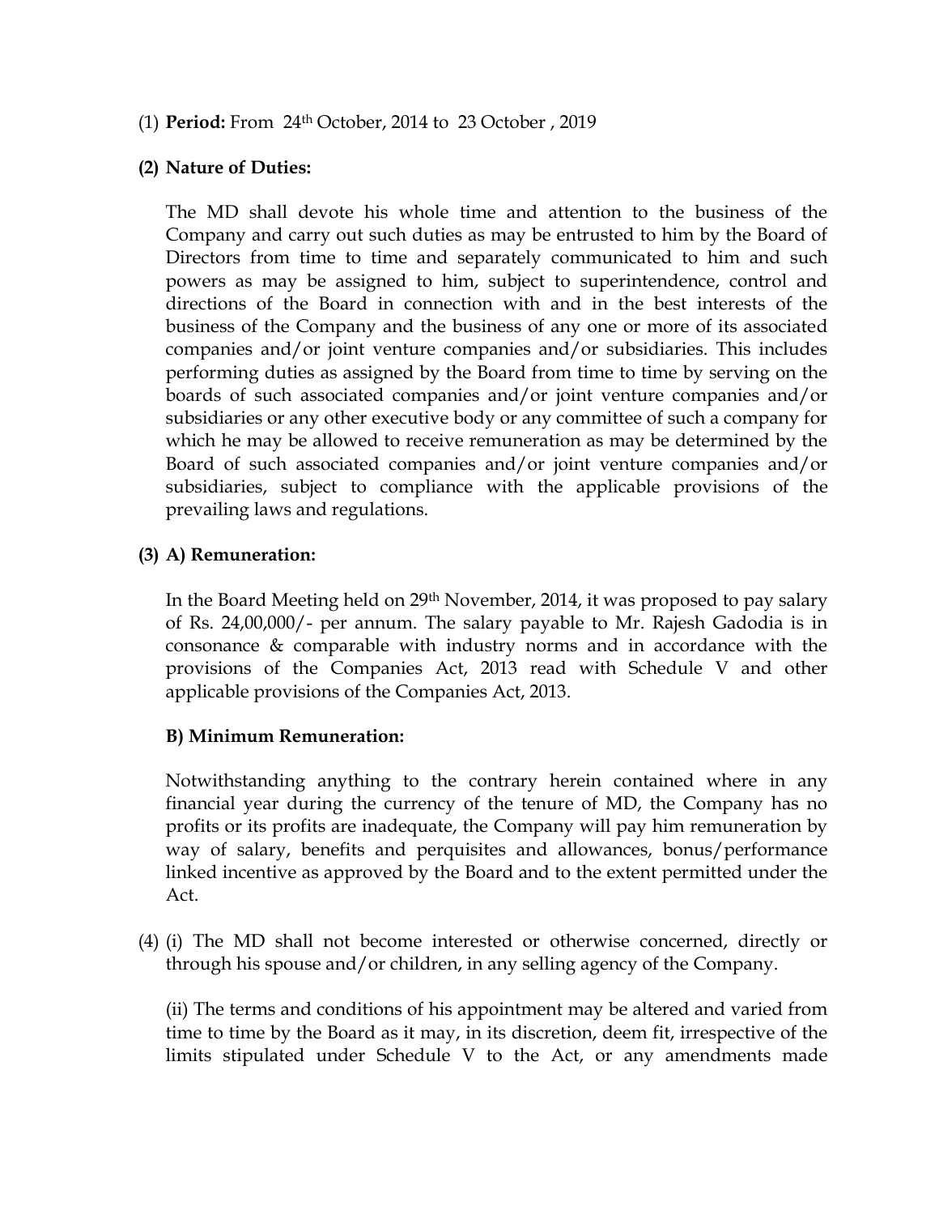(1) **Period:** From 24th October, 2014 to 23 October , 2019

**(2) Nature of Duties:**

The MD shall devote his whole time and attention to the business of the Company and carry out such duties as may be entrusted to him by the Board of Directors from time to time and separately communicated to him and such powers as may be assigned to him, subject to superintendence, control and directions of the Board in connection with and in the best interests of the business of the Company and the business of any one or more of its associated companies and/or joint venture companies and/or subsidiaries. This includes performing duties as assigned by the Board from time to time by serving on the boards of such associated companies and/or joint venture companies and/or subsidiaries or any other executive body or any committee of such a company for which he may be allowed to receive remuneration as may be determined by the Board of such associated companies and/or joint venture companies and/or subsidiaries, subject to compliance with the applicable provisions of the prevailing laws and regulations.

**(3) A) Remuneration:**

In the Board Meeting held on 29th November, 2014, it was proposed to pay salary of Rs. 24,00,000/- per annum. The salary payable to Mr. Rajesh Gadodia is in consonance & comparable with industry norms and in accordance with the provisions of the Companies Act, 2013 read with Schedule V and other applicable provisions of the Companies Act, 2013.

**B) Minimum Remuneration:**

Notwithstanding anything to the contrary herein contained where in any financial year during the currency of the tenure of MD, the Company has no profits or its profits are inadequate, the Company will pay him remuneration by way of salary, benefits and perquisites and allowances, bonus/performance linked incentive as approved by the Board and to the extent permitted under the Act.

(4) (i) The MD shall not become interested or otherwise concerned, directly or through his spouse and/or children, in any selling agency of the Company.

(ii) The terms and conditions of his appointment may be altered and varied from time to time by the Board as it may, in its discretion, deem fit, irrespective of the limits stipulated under Schedule V to the Act, or any amendments made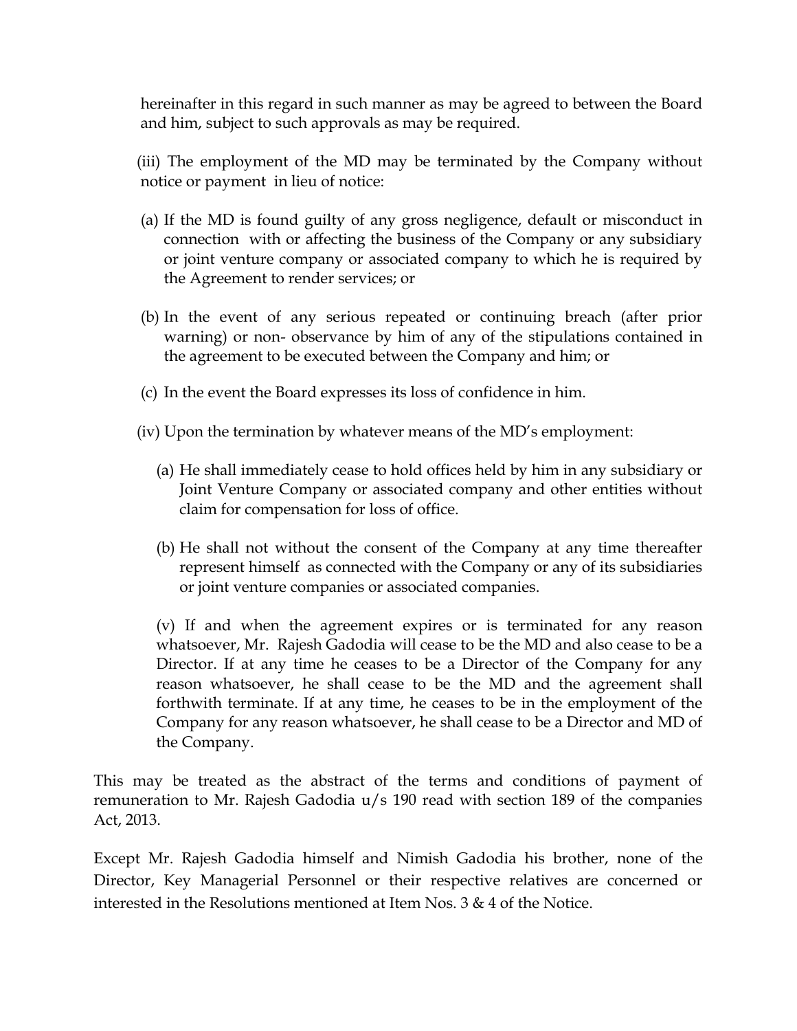hereinafter in this regard in such manner as may be agreed to between the Board and him, subject to such approvals as may be required.

(iii) The employment of the MD may be terminated by the Company without notice or payment in lieu of notice:

(a) If the MD is found guilty of any gross negligence, default or misconduct in connection with or affecting the business of the Company or any subsidiary or joint venture company or associated company to which he is required by the Agreement to render services; or

(b) In the event of any serious repeated or continuing breach (after prior warning) or non- observance by him of any of the stipulations contained in the agreement to be executed between the Company and him; or

(c) In the event the Board expresses its loss of confidence in him.

(iv) Upon the termination by whatever means of the MD's employment:

(a) He shall immediately cease to hold offices held by him in any subsidiary or Joint Venture Company or associated company and other entities without claim for compensation for loss of office.

(b) He shall not without the consent of the Company at any time thereafter represent himself as connected with the Company or any of its subsidiaries or joint venture companies or associated companies.

(v) If and when the agreement expires or is terminated for any reason whatsoever, Mr. Rajesh Gadodia will cease to be the MD and also cease to be a Director. If at any time he ceases to be a Director of the Company for any reason whatsoever, he shall cease to be the MD and the agreement shall forthwith terminate. If at any time, he ceases to be in the employment of the Company for any reason whatsoever, he shall cease to be a Director and MD of the Company.

This may be treated as the abstract of the terms and conditions of payment of remuneration to Mr. Rajesh Gadodia u/s 190 read with section 189 of the companies Act, 2013.

Except Mr. Rajesh Gadodia himself and Nimish Gadodia his brother, none of the Director, Key Managerial Personnel or their respective relatives are concerned or interested in the Resolutions mentioned at Item Nos. 3 & 4 of the Notice.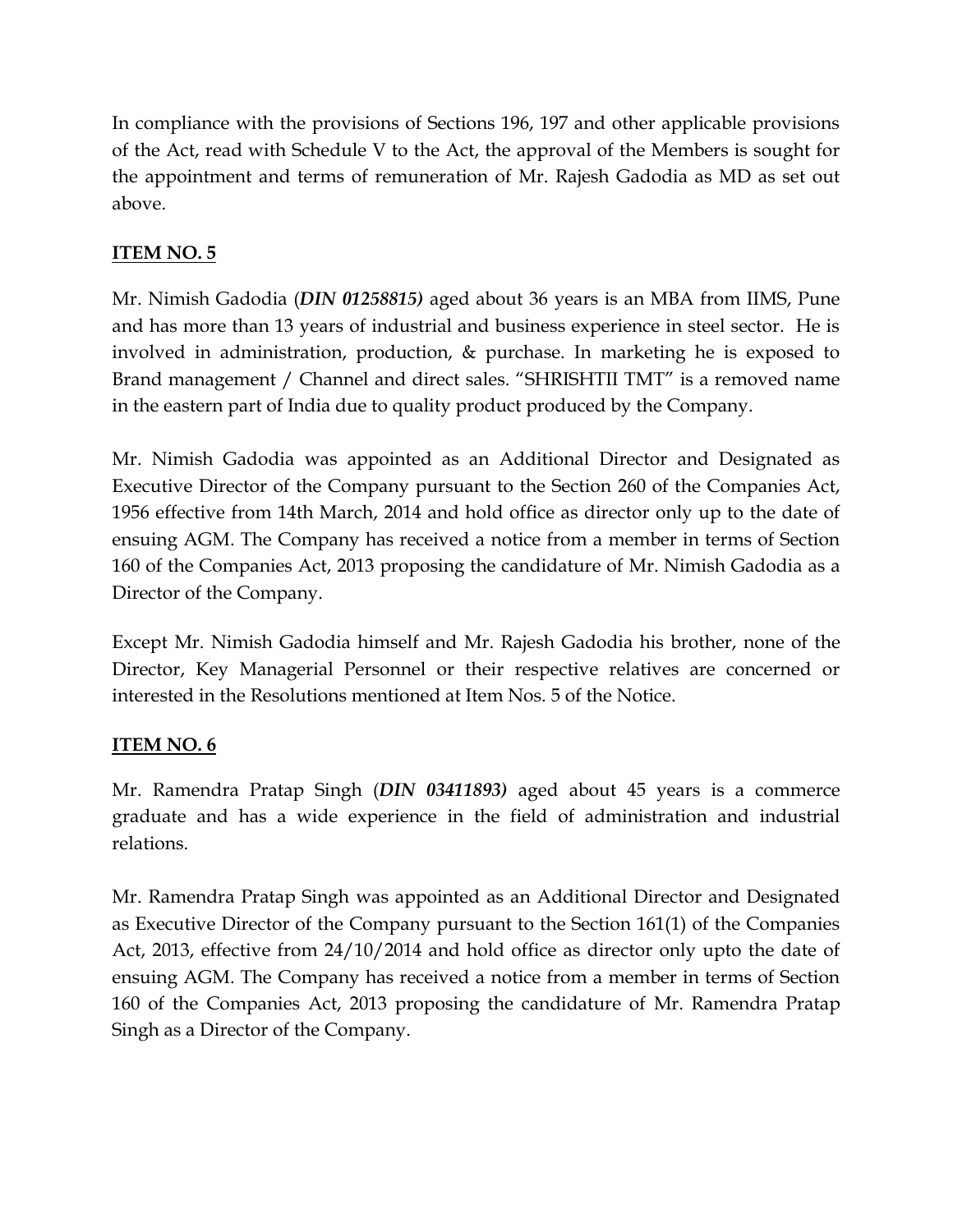In compliance with the provisions of Sections 196, 197 and other applicable provisions of the Act, read with Schedule V to the Act, the approval of the Members is sought for the appointment and terms of remuneration of Mr. Rajesh Gadodia as MD as set out above.

## ITEM NO. 5

Mr. Nimish Gadodia (***DIN 01258815)*** aged about 36 years is an MBA from IIMS, Pune and has more than 13 years of industrial and business experience in steel sector. He is involved in administration, production, & purchase. In marketing he is exposed to Brand management / Channel and direct sales. "SHRISHTII TMT" is a removed name in the eastern part of India due to quality product produced by the Company.

Mr. Nimish Gadodia was appointed as an Additional Director and Designated as Executive Director of the Company pursuant to the Section 260 of the Companies Act, 1956 effective from 14th March, 2014 and hold office as director only up to the date of ensuing AGM. The Company has received a notice from a member in terms of Section 160 of the Companies Act, 2013 proposing the candidature of Mr. Nimish Gadodia as a Director of the Company.

Except Mr. Nimish Gadodia himself and Mr. Rajesh Gadodia his brother, none of the Director, Key Managerial Personnel or their respective relatives are concerned or interested in the Resolutions mentioned at Item Nos. 5 of the Notice.

## ITEM NO. 6

Mr. Ramendra Pratap Singh (***DIN 03411893)*** aged about 45 years is a commerce graduate and has a wide experience in the field of administration and industrial relations.

Mr. Ramendra Pratap Singh was appointed as an Additional Director and Designated as Executive Director of the Company pursuant to the Section 161(1) of the Companies Act, 2013, effective from 24/10/2014 and hold office as director only upto the date of ensuing AGM. The Company has received a notice from a member in terms of Section 160 of the Companies Act, 2013 proposing the candidature of Mr. Ramendra Pratap Singh as a Director of the Company.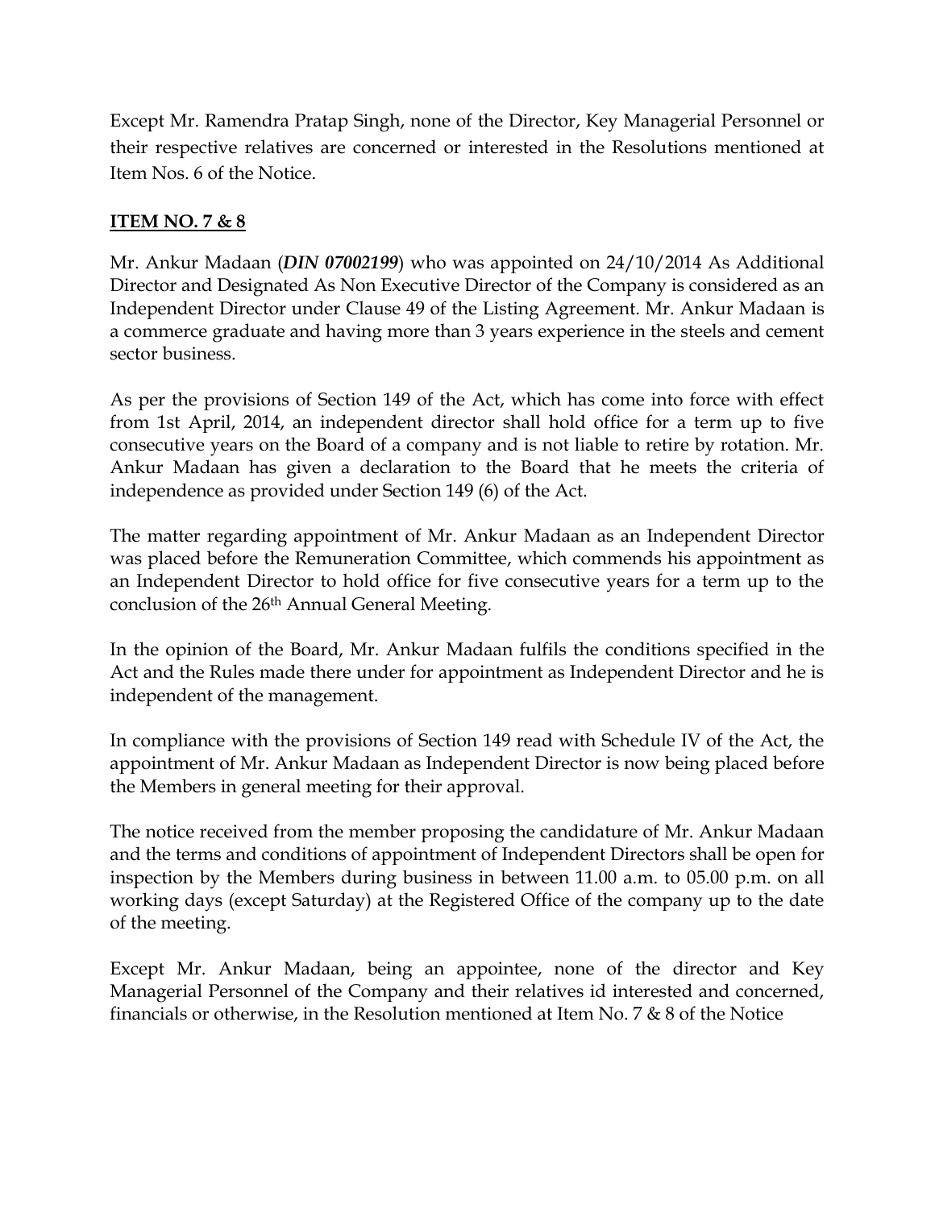Except Mr. Ramendra Pratap Singh, none of the Director, Key Managerial Personnel or their respective relatives are concerned or interested in the Resolutions mentioned at Item Nos. 6 of the Notice.

**ITEM NO. 7 & 8**

Mr. Ankur Madaan (***DIN 07002199***) who was appointed on 24/10/2014 As Additional Director and Designated As Non Executive Director of the Company is considered as an Independent Director under Clause 49 of the Listing Agreement. Mr. Ankur Madaan is a commerce graduate and having more than 3 years experience in the steels and cement sector business.

As per the provisions of Section 149 of the Act, which has come into force with effect from 1st April, 2014, an independent director shall hold office for a term up to five consecutive years on the Board of a company and is not liable to retire by rotation. Mr. Ankur Madaan has given a declaration to the Board that he meets the criteria of independence as provided under Section 149 (6) of the Act.

The matter regarding appointment of Mr. Ankur Madaan as an Independent Director was placed before the Remuneration Committee, which commends his appointment as an Independent Director to hold office for five consecutive years for a term up to the conclusion of the 26th Annual General Meeting.

In the opinion of the Board, Mr. Ankur Madaan fulfils the conditions specified in the Act and the Rules made there under for appointment as Independent Director and he is independent of the management.

In compliance with the provisions of Section 149 read with Schedule IV of the Act, the appointment of Mr. Ankur Madaan as Independent Director is now being placed before the Members in general meeting for their approval.

The notice received from the member proposing the candidature of Mr. Ankur Madaan and the terms and conditions of appointment of Independent Directors shall be open for inspection by the Members during business in between 11.00 a.m. to 05.00 p.m. on all working days (except Saturday) at the Registered Office of the company up to the date of the meeting.

Except Mr. Ankur Madaan, being an appointee, none of the director and Key Managerial Personnel of the Company and their relatives id interested and concerned, financials or otherwise, in the Resolution mentioned at Item No. 7 & 8 of the Notice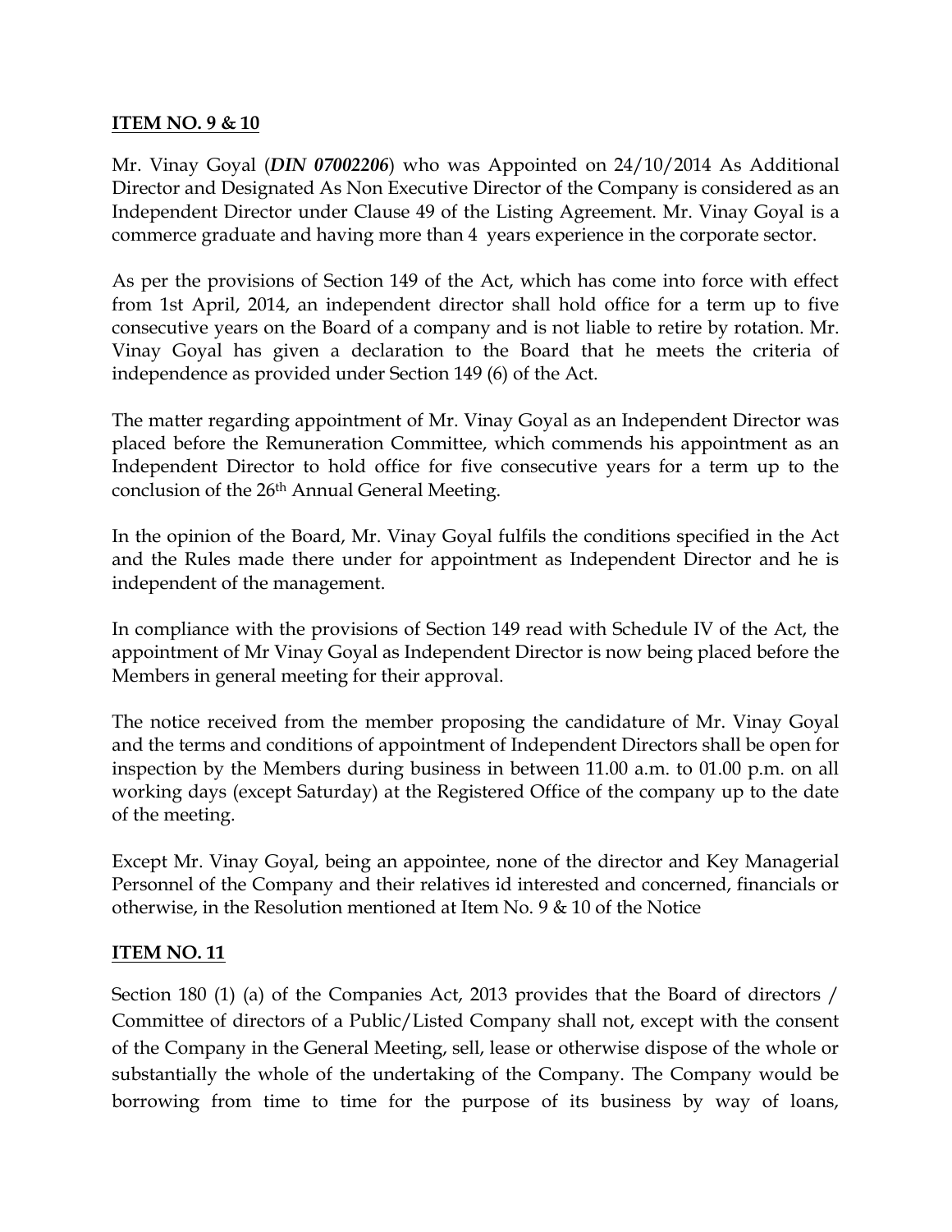**ITEM NO. 9 & 10**

Mr. Vinay Goyal (***DIN 07002206***) who was Appointed on 24/10/2014 As Additional Director and Designated As Non Executive Director of the Company is considered as an Independent Director under Clause 49 of the Listing Agreement. Mr. Vinay Goyal is a commerce graduate and having more than 4 years experience in the corporate sector.

As per the provisions of Section 149 of the Act, which has come into force with effect from 1st April, 2014, an independent director shall hold office for a term up to five consecutive years on the Board of a company and is not liable to retire by rotation. Mr. Vinay Goyal has given a declaration to the Board that he meets the criteria of independence as provided under Section 149 (6) of the Act.

The matter regarding appointment of Mr. Vinay Goyal as an Independent Director was placed before the Remuneration Committee, which commends his appointment as an Independent Director to hold office for five consecutive years for a term up to the conclusion of the 26th Annual General Meeting.

In the opinion of the Board, Mr. Vinay Goyal fulfils the conditions specified in the Act and the Rules made there under for appointment as Independent Director and he is independent of the management.

In compliance with the provisions of Section 149 read with Schedule IV of the Act, the appointment of Mr Vinay Goyal as Independent Director is now being placed before the Members in general meeting for their approval.

The notice received from the member proposing the candidature of Mr. Vinay Goyal and the terms and conditions of appointment of Independent Directors shall be open for inspection by the Members during business in between 11.00 a.m. to 01.00 p.m. on all working days (except Saturday) at the Registered Office of the company up to the date of the meeting.

Except Mr. Vinay Goyal, being an appointee, none of the director and Key Managerial Personnel of the Company and their relatives id interested and concerned, financials or otherwise, in the Resolution mentioned at Item No. 9 & 10 of the Notice

**ITEM NO. 11**

Section 180 (1) (a) of the Companies Act, 2013 provides that the Board of directors / Committee of directors of a Public/Listed Company shall not, except with the consent of the Company in the General Meeting, sell, lease or otherwise dispose of the whole or substantially the whole of the undertaking of the Company. The Company would be borrowing from time to time for the purpose of its business by way of loans,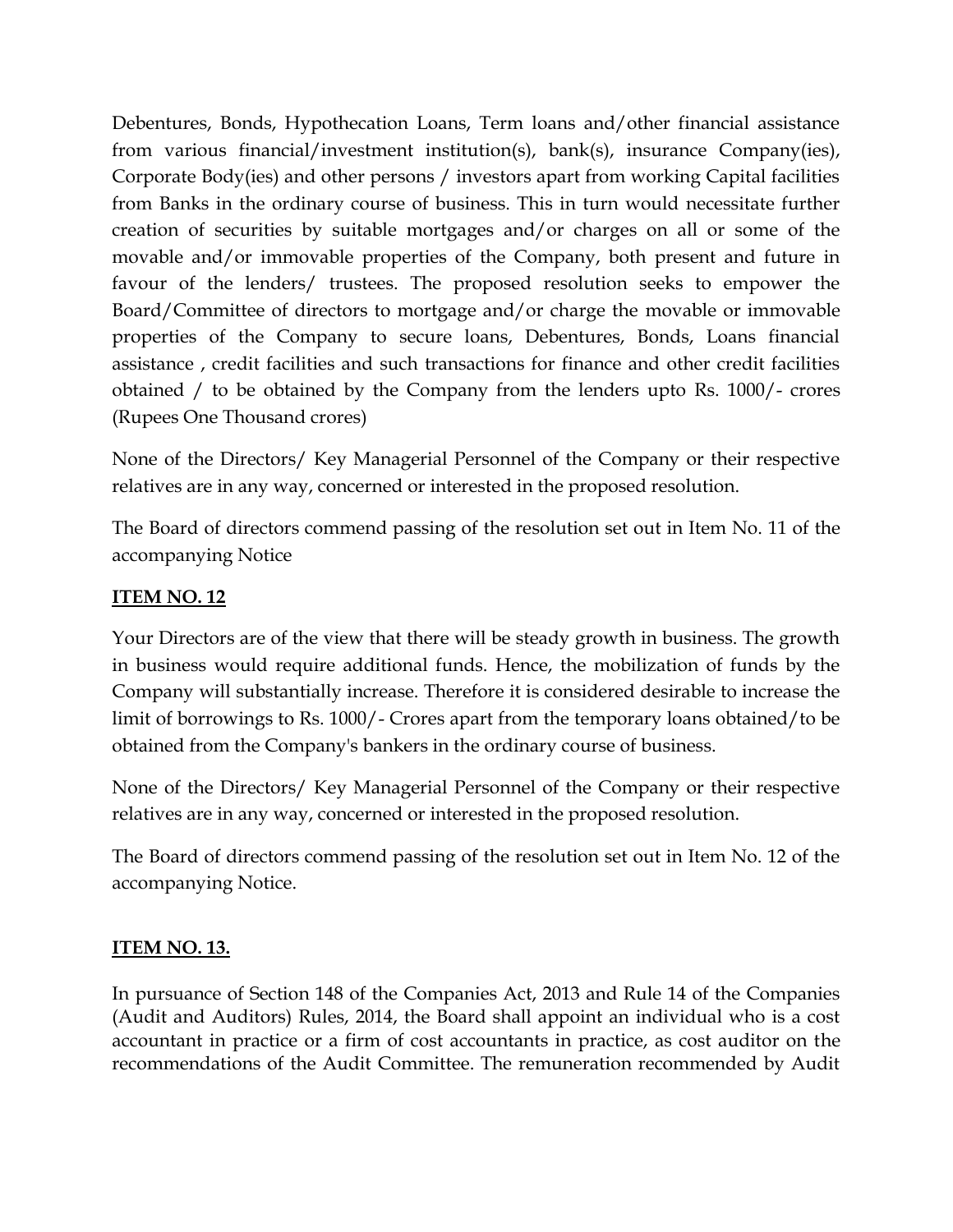Debentures, Bonds, Hypothecation Loans, Term loans and/other financial assistance from various financial/investment institution(s), bank(s), insurance Company(ies), Corporate Body(ies) and other persons / investors apart from working Capital facilities from Banks in the ordinary course of business. This in turn would necessitate further creation of securities by suitable mortgages and/or charges on all or some of the movable and/or immovable properties of the Company, both present and future in favour of the lenders/ trustees. The proposed resolution seeks to empower the Board/Committee of directors to mortgage and/or charge the movable or immovable properties of the Company to secure loans, Debentures, Bonds, Loans financial assistance , credit facilities and such transactions for finance and other credit facilities obtained / to be obtained by the Company from the lenders upto Rs. 1000/- crores (Rupees One Thousand crores)

None of the Directors/ Key Managerial Personnel of the Company or their respective relatives are in any way, concerned or interested in the proposed resolution.

The Board of directors commend passing of the resolution set out in Item No. 11 of the accompanying Notice

**ITEM NO. 12**

Your Directors are of the view that there will be steady growth in business. The growth in business would require additional funds. Hence, the mobilization of funds by the Company will substantially increase. Therefore it is considered desirable to increase the limit of borrowings to Rs. 1000/- Crores apart from the temporary loans obtained/to be obtained from the Company's bankers in the ordinary course of business.

None of the Directors/ Key Managerial Personnel of the Company or their respective relatives are in any way, concerned or interested in the proposed resolution.

The Board of directors commend passing of the resolution set out in Item No. 12 of the accompanying Notice.

**ITEM NO. 13.**

In pursuance of Section 148 of the Companies Act, 2013 and Rule 14 of the Companies (Audit and Auditors) Rules, 2014, the Board shall appoint an individual who is a cost accountant in practice or a firm of cost accountants in practice, as cost auditor on the recommendations of the Audit Committee. The remuneration recommended by Audit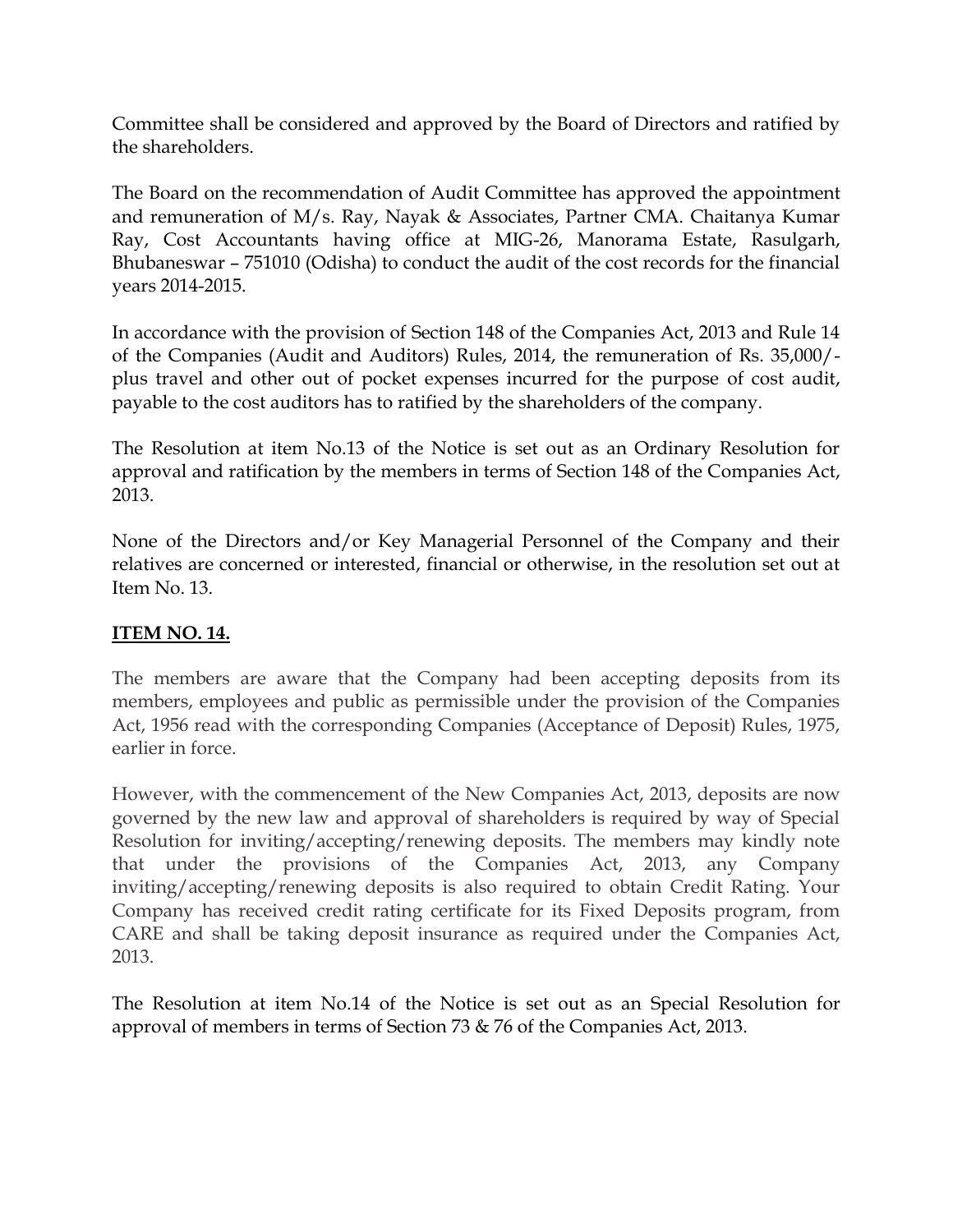Committee shall be considered and approved by the Board of Directors and ratified by the shareholders.

The Board on the recommendation of Audit Committee has approved the appointment and remuneration of M/s. Ray, Nayak & Associates, Partner CMA. Chaitanya Kumar Ray, Cost Accountants having office at MIG-26, Manorama Estate, Rasulgarh, Bhubaneswar – 751010 (Odisha) to conduct the audit of the cost records for the financial years 2014-2015.

In accordance with the provision of Section 148 of the Companies Act, 2013 and Rule 14 of the Companies (Audit and Auditors) Rules, 2014, the remuneration of Rs. 35,000/- plus travel and other out of pocket expenses incurred for the purpose of cost audit, payable to the cost auditors has to ratified by the shareholders of the company.

The Resolution at item No.13 of the Notice is set out as an Ordinary Resolution for approval and ratification by the members in terms of Section 148 of the Companies Act, 2013.

None of the Directors and/or Key Managerial Personnel of the Company and their relatives are concerned or interested, financial or otherwise, in the resolution set out at Item No. 13.

**ITEM NO. 14.**

The members are aware that the Company had been accepting deposits from its members, employees and public as permissible under the provision of the Companies Act, 1956 read with the corresponding Companies (Acceptance of Deposit) Rules, 1975, earlier in force.

However, with the commencement of the New Companies Act, 2013, deposits are now governed by the new law and approval of shareholders is required by way of Special Resolution for inviting/accepting/renewing deposits. The members may kindly note that under the provisions of the Companies Act, 2013, any Company inviting/accepting/renewing deposits is also required to obtain Credit Rating. Your Company has received credit rating certificate for its Fixed Deposits program, from CARE and shall be taking deposit insurance as required under the Companies Act, 2013.

The Resolution at item No.14 of the Notice is set out as an Special Resolution for approval of members in terms of Section 73 & 76 of the Companies Act, 2013.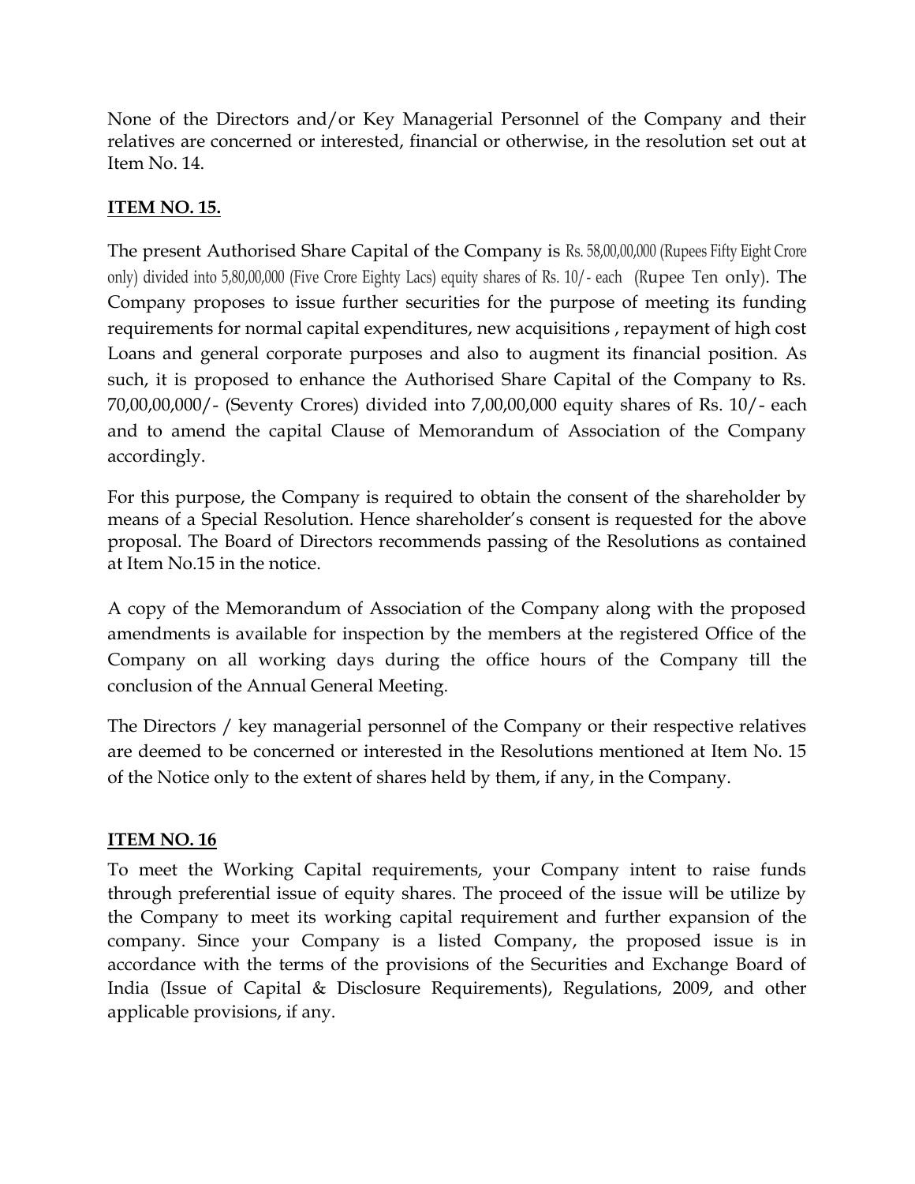None of the Directors and/or Key Managerial Personnel of the Company and their relatives are concerned or interested, financial or otherwise, in the resolution set out at Item No. 14.

**ITEM NO. 15.**

The present Authorised Share Capital of the Company is Rs. 58,00,00,000 (Rupees Fifty Eight Crore only) divided into 5,80,00,000 (Five Crore Eighty Lacs) equity shares of Rs. 10/- each (Rupee Ten only). The Company proposes to issue further securities for the purpose of meeting its funding requirements for normal capital expenditures, new acquisitions , repayment of high cost Loans and general corporate purposes and also to augment its financial position. As such, it is proposed to enhance the Authorised Share Capital of the Company to Rs. 70,00,00,000/- (Seventy Crores) divided into 7,00,00,000 equity shares of Rs. 10/- each and to amend the capital Clause of Memorandum of Association of the Company accordingly.

For this purpose, the Company is required to obtain the consent of the shareholder by means of a Special Resolution. Hence shareholder's consent is requested for the above proposal. The Board of Directors recommends passing of the Resolutions as contained at Item No.15 in the notice.

A copy of the Memorandum of Association of the Company along with the proposed amendments is available for inspection by the members at the registered Office of the Company on all working days during the office hours of the Company till the conclusion of the Annual General Meeting.

The Directors / key managerial personnel of the Company or their respective relatives are deemed to be concerned or interested in the Resolutions mentioned at Item No. 15 of the Notice only to the extent of shares held by them, if any, in the Company.

**ITEM NO. 16**

To meet the Working Capital requirements, your Company intent to raise funds through preferential issue of equity shares. The proceed of the issue will be utilize by the Company to meet its working capital requirement and further expansion of the company. Since your Company is a listed Company, the proposed issue is in accordance with the terms of the provisions of the Securities and Exchange Board of India (Issue of Capital & Disclosure Requirements), Regulations, 2009, and other applicable provisions, if any.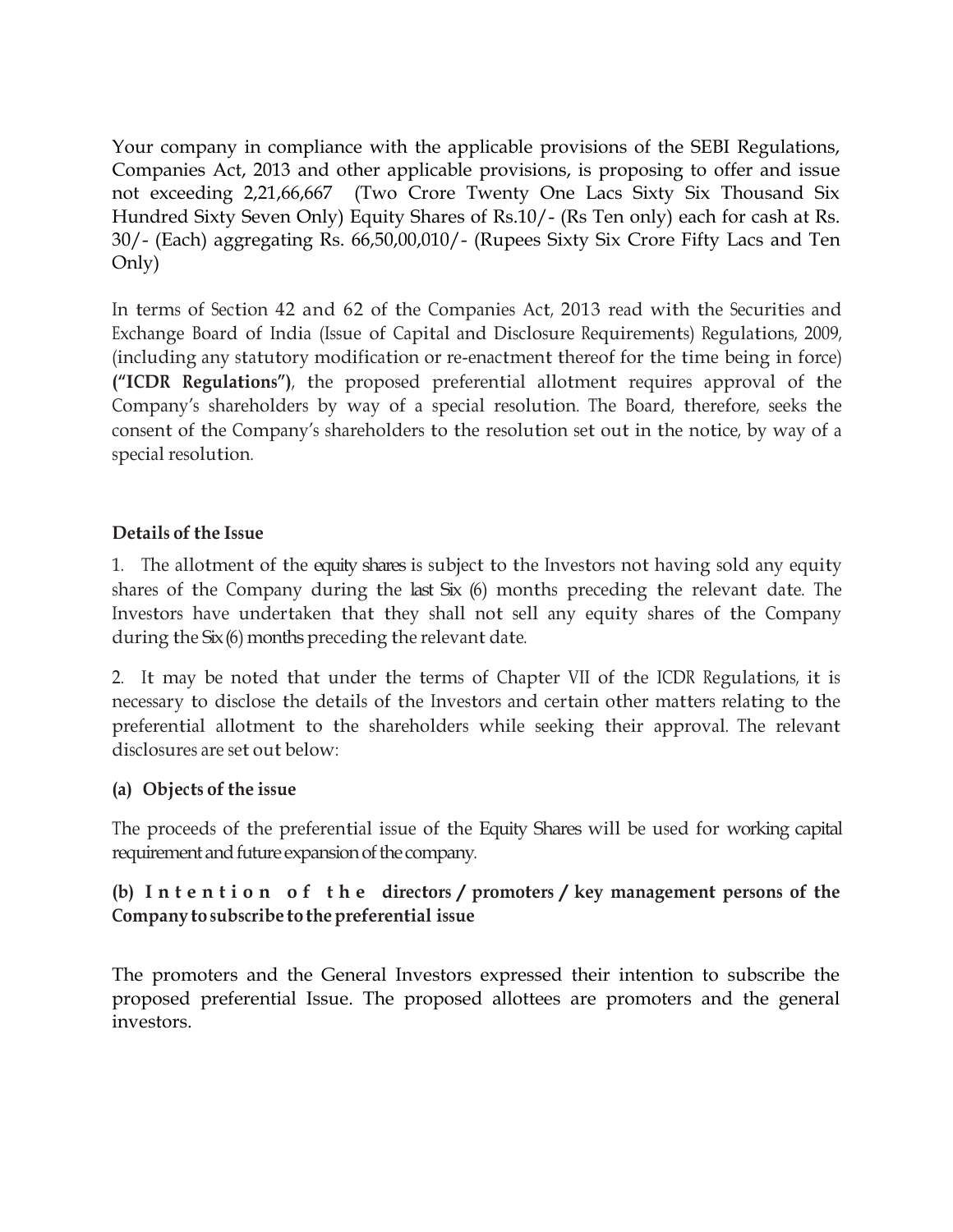Your company in compliance with the applicable provisions of the SEBI Regulations, Companies Act, 2013 and other applicable provisions, is proposing to offer and issue not exceeding 2,21,66,667 (Two Crore Twenty One Lacs Sixty Six Thousand Six Hundred Sixty Seven Only) Equity Shares of Rs.10/- (Rs Ten only) each for cash at Rs. 30/- (Each) aggregating Rs. 66,50,00,010/- (Rupees Sixty Six Crore Fifty Lacs and Ten Only)

In terms of Section 42 and 62 of the Companies Act, 2013 read with the Securities and Exchange Board of India (Issue of Capital and Disclosure Requirements) Regulations, 2009, (including any statutory modification or re-enactment thereof for the time being in force) **("ICDR Regulations")**, the proposed preferential allotment requires approval of the Company's shareholders by way of a special resolution. The Board, therefore, seeks the consent of the Company's shareholders to the resolution set out in the notice, by way of a special resolution.

**Details of the Issue**

1. The allotment of the equity shares is subject to the Investors not having sold any equity shares of the Company during the last Six (6) months preceding the relevant date. The Investors have undertaken that they shall not sell any equity shares of the Company during the Six (6) months preceding the relevant date.

2. It may be noted that under the terms of Chapter VII of the ICDR Regulations, it is necessary to disclose the details of the Investors and certain other matters relating to the preferential allotment to the shareholders while seeking their approval. The relevant disclosures are set out below:

**(a) Objects of the issue**

The proceeds of the preferential issue of the Equity Shares will be used for working capital requirement and future expansion of the company.

**(b) Intention of the directors / promoters / key management persons of the Company to subscribe to the preferential issue**

The promoters and the General Investors expressed their intention to subscribe the proposed preferential Issue. The proposed allottees are promoters and the general investors.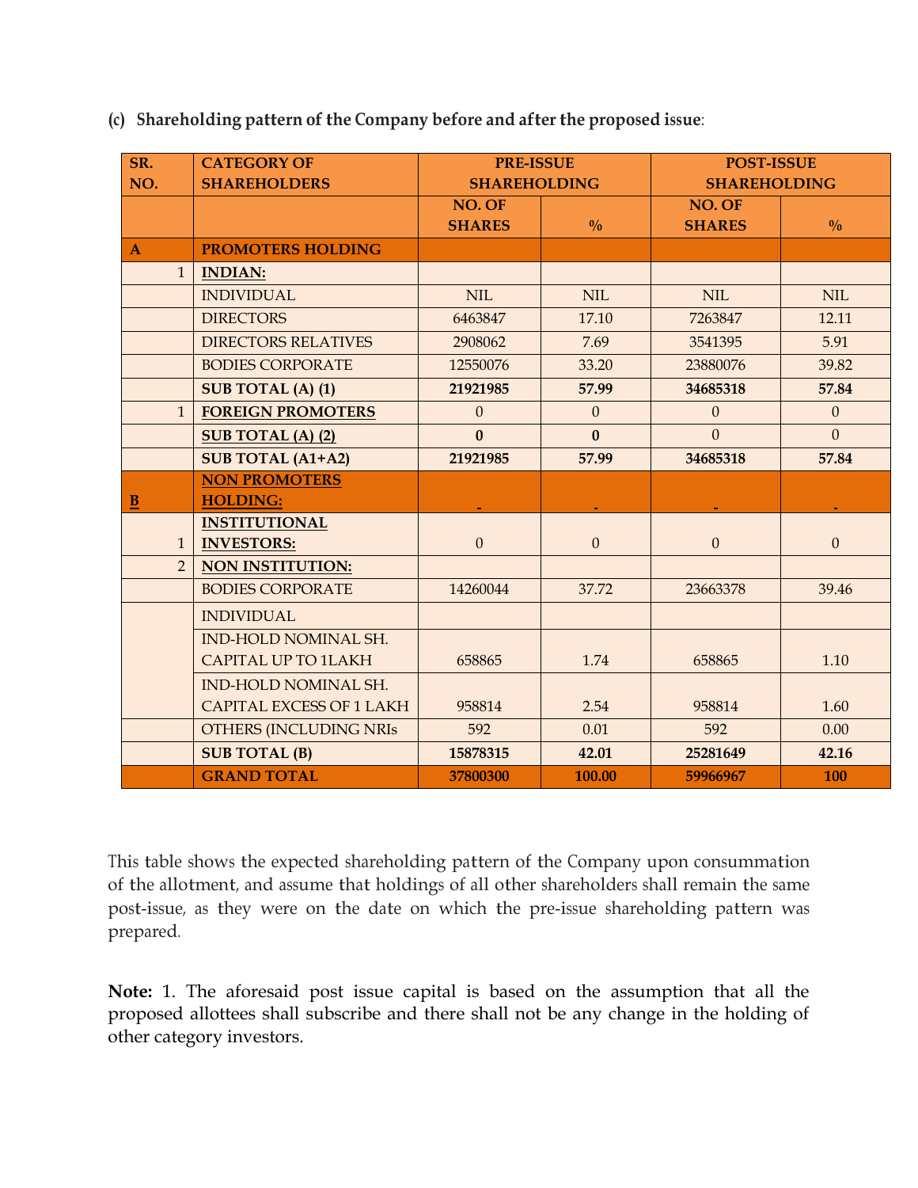**(c) Shareholding pattern of the Company before and after the proposed issue**:

| SR. NO. | CATEGORY OF SHAREHOLDERS | PRE-ISSUE SHAREHOLDING | | POST-ISSUE SHAREHOLDING | |
|---|---|---|---|---|---|
| | | NO. OF SHARES | % | NO. OF SHARES | % |
| **A** | **PROMOTERS HOLDING** | | | | |
| 1 | **INDIAN:** | | | | |
| | INDIVIDUAL | NIL | NIL | NIL | NIL |
| | DIRECTORS | 6463847 | 17.10 | 7263847 | 12.11 |
| | DIRECTORS RELATIVES | 2908062 | 7.69 | 3541395 | 5.91 |
| | BODIES CORPORATE | 12550076 | 33.20 | 23880076 | 39.82 |
| | **SUB TOTAL (A) (1)** | **21921985** | **57.99** | **34685318** | **57.84** |
| 1 | **FOREIGN PROMOTERS** | 0 | 0 | 0 | 0 |
| | **SUB TOTAL (A) (2)** | **0** | **0** | 0 | 0 |
| | **SUB TOTAL (A1+A2)** | **21921985** | **57.99** | **34685318** | **57.84** |
| **B** | **NON PROMOTERS HOLDING:** | - | - | - | - |
| 1 | **INSTITUTIONAL INVESTORS:** | 0 | 0 | 0 | 0 |
| 2 | **NON INSTITUTION:** | | | | |
| | BODIES CORPORATE | 14260044 | 37.72 | 23663378 | 39.46 |
| | INDIVIDUAL | | | | |
| | IND-HOLD NOMINAL SH. CAPITAL UP TO 1LAKH | 658865 | 1.74 | 658865 | 1.10 |
| | IND-HOLD NOMINAL SH. CAPITAL EXCESS OF 1 LAKH | 958814 | 2.54 | 958814 | 1.60 |
| | OTHERS (INCLUDING NRIs | 592 | 0.01 | 592 | 0.00 |
| | **SUB TOTAL (B)** | **15878315** | **42.01** | **25281649** | **42.16** |
| | **GRAND TOTAL** | **37800300** | **100.00** | **59966967** | **100** |

This table shows the expected shareholding pattern of the Company upon consummation of the allotment, and assume that holdings of all other shareholders shall remain the same post-issue, as they were on the date on which the pre-issue shareholding pattern was prepared.

**Note:** 1. The aforesaid post issue capital is based on the assumption that all the proposed allottees shall subscribe and there shall not be any change in the holding of other category investors.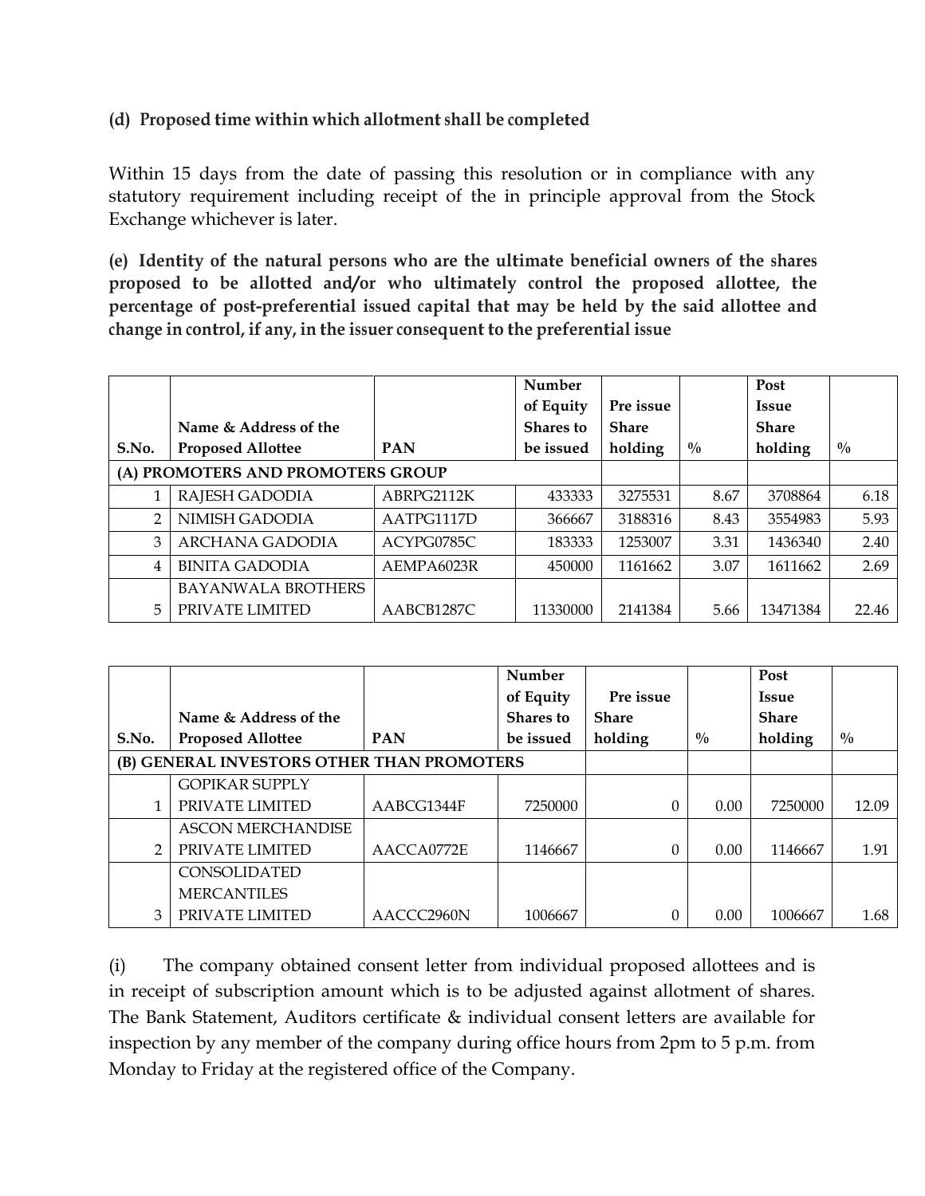**(d) Proposed time within which allotment shall be completed**

Within 15 days from the date of passing this resolution or in compliance with any statutory requirement including receipt of the in principle approval from the Stock Exchange whichever is later.

**(e) Identity of the natural persons who are the ultimate beneficial owners of the shares proposed to be allotted and/or who ultimately control the proposed allottee, the percentage of post-preferential issued capital that may be held by the said allottee and change in control, if any, in the issuer consequent to the preferential issue**

| S.No. | Name & Address of the Proposed Allottee | PAN | Number of Equity Shares to be issued | Pre issue Share holding | % | Post Issue Share holding | % |
|---|---|---|---|---|---|---|---|
| **(A) PROMOTERS AND PROMOTERS GROUP** | | | | | | | |
| 1 | RAJESH GADODIA | ABRPG2112K | 433333 | 3275531 | 8.67 | 3708864 | 6.18 |
| 2 | NIMISH GADODIA | AATPG1117D | 366667 | 3188316 | 8.43 | 3554983 | 5.93 |
| 3 | ARCHANA GADODIA | ACYPG0785C | 183333 | 1253007 | 3.31 | 1436340 | 2.40 |
| 4 | BINITA GADODIA | AEMPA6023R | 450000 | 1161662 | 3.07 | 1611662 | 2.69 |
| 5 | BAYANWALA BROTHERS PRIVATE LIMITED | AABCB1287C | 11330000 | 2141384 | 5.66 | 13471384 | 22.46 |

| S.No. | Name & Address of the Proposed Allottee | PAN | Number of Equity Shares to be issued | Pre issue Share holding | % | Post Issue Share holding | % |
|---|---|---|---|---|---|---|---|
| **(B) GENERAL INVESTORS OTHER THAN PROMOTERS** | | | | | | | |
| 1 | GOPIKAR SUPPLY PRIVATE LIMITED | AABCG1344F | 7250000 | 0 | 0.00 | 7250000 | 12.09 |
| 2 | ASCON MERCHANDISE PRIVATE LIMITED | AACCA0772E | 1146667 | 0 | 0.00 | 1146667 | 1.91 |
| 3 | CONSOLIDATED MERCANTILES PRIVATE LIMITED | AACCC2960N | 1006667 | 0 | 0.00 | 1006667 | 1.68 |

(i) The company obtained consent letter from individual proposed allottees and is in receipt of subscription amount which is to be adjusted against allotment of shares. The Bank Statement, Auditors certificate & individual consent letters are available for inspection by any member of the company during office hours from 2pm to 5 p.m. from Monday to Friday at the registered office of the Company.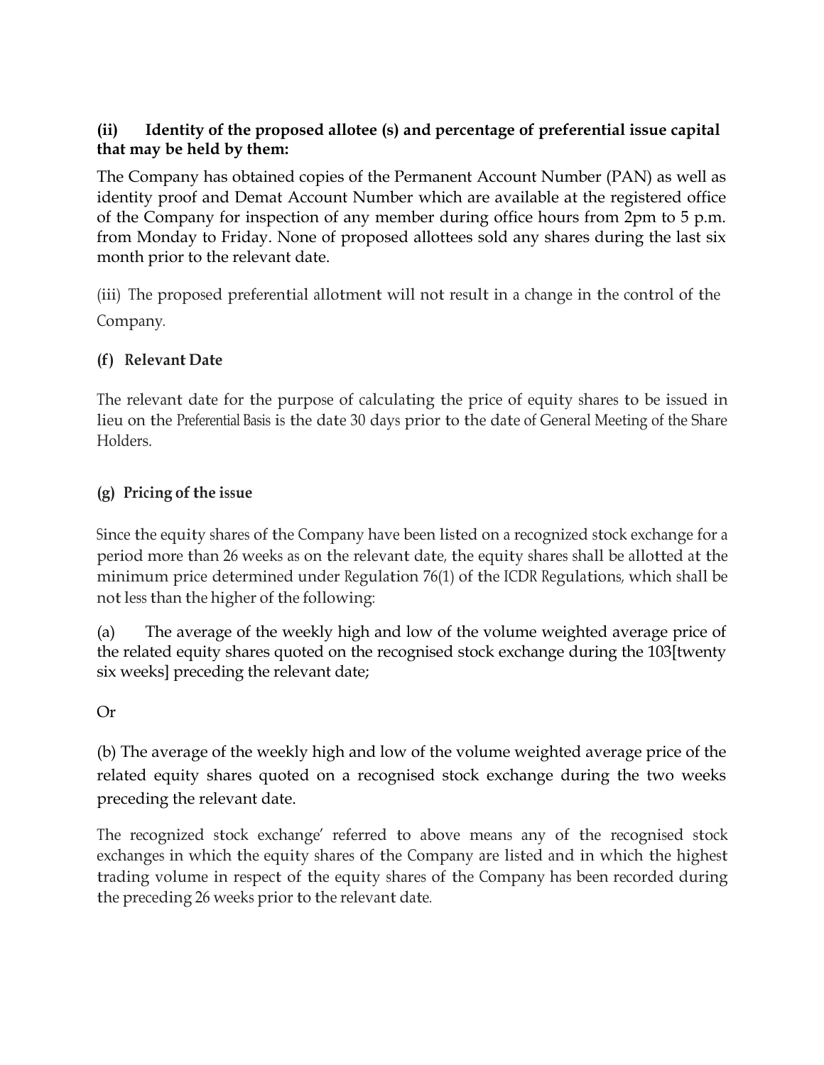**(ii) Identity of the proposed allotee (s) and percentage of preferential issue capital that may be held by them:**

The Company has obtained copies of the Permanent Account Number (PAN) as well as identity proof and Demat Account Number which are available at the registered office of the Company for inspection of any member during office hours from 2pm to 5 p.m. from Monday to Friday. None of proposed allottees sold any shares during the last six month prior to the relevant date.

(iii) The proposed preferential allotment will not result in a change in the control of the Company.

**(f) Relevant Date**

The relevant date for the purpose of calculating the price of equity shares to be issued in lieu on the Preferential Basis is the date 30 days prior to the date of General Meeting of the Share Holders.

**(g) Pricing of the issue**

Since the equity shares of the Company have been listed on a recognized stock exchange for a period more than 26 weeks as on the relevant date, the equity shares shall be allotted at the minimum price determined under Regulation 76(1) of the ICDR Regulations, which shall be not less than the higher of the following:

(a) The average of the weekly high and low of the volume weighted average price of the related equity shares quoted on the recognised stock exchange during the 103[twenty six weeks] preceding the relevant date;

Or

(b) The average of the weekly high and low of the volume weighted average price of the related equity shares quoted on a recognised stock exchange during the two weeks preceding the relevant date.

The recognized stock exchange' referred to above means any of the recognised stock exchanges in which the equity shares of the Company are listed and in which the highest trading volume in respect of the equity shares of the Company has been recorded during the preceding 26 weeks prior to the relevant date.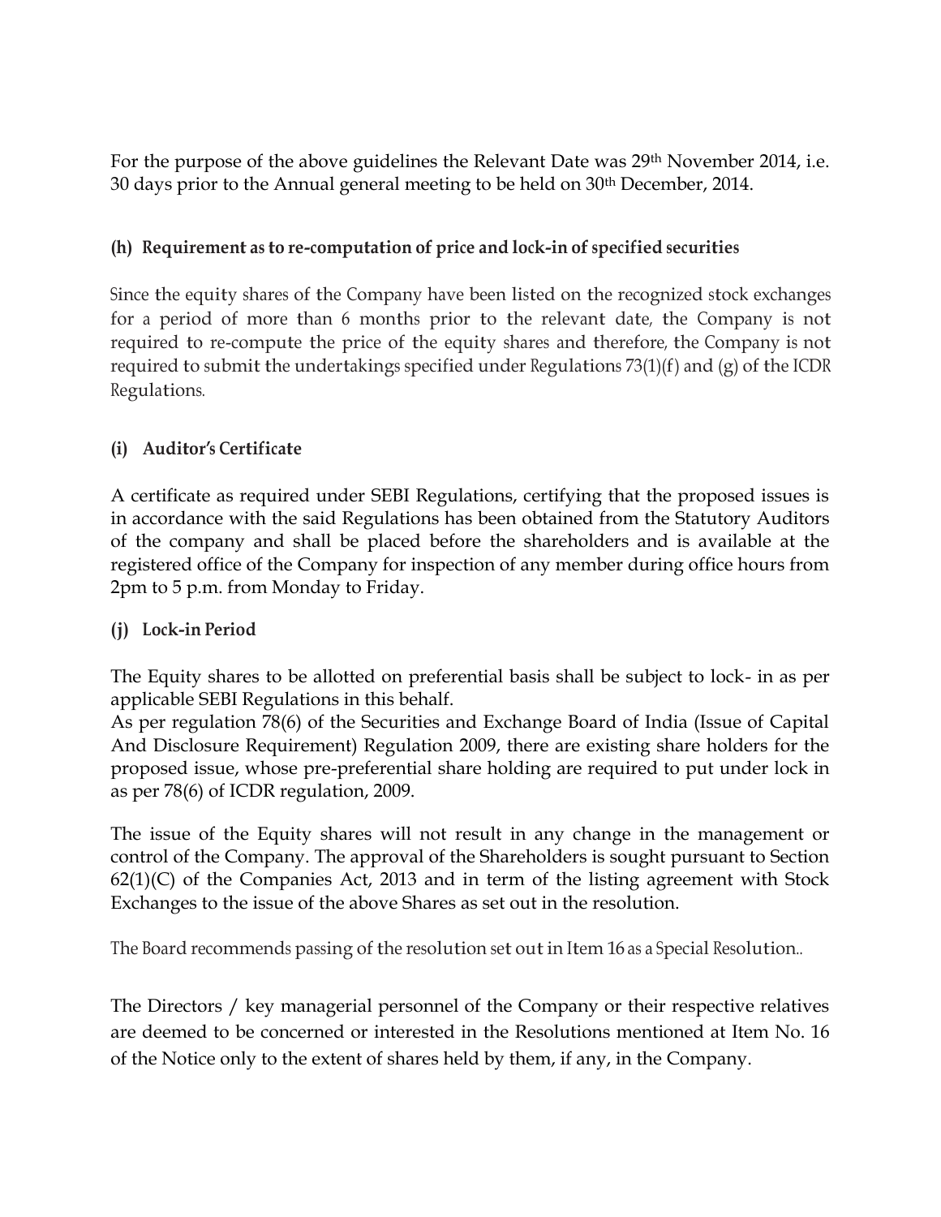For the purpose of the above guidelines the Relevant Date was 29th November 2014, i.e. 30 days prior to the Annual general meeting to be held on 30th December, 2014.

**(h) Requirement as to re-computation of price and lock-in of specified securities**

Since the equity shares of the Company have been listed on the recognized stock exchanges for a period of more than 6 months prior to the relevant date, the Company is not required to re-compute the price of the equity shares and therefore, the Company is not required to submit the undertakings specified under Regulations 73(1)(f) and (g) of the ICDR Regulations.

**(i) Auditor's Certificate**

A certificate as required under SEBI Regulations, certifying that the proposed issues is in accordance with the said Regulations has been obtained from the Statutory Auditors of the company and shall be placed before the shareholders and is available at the registered office of the Company for inspection of any member during office hours from 2pm to 5 p.m. from Monday to Friday.

**(j) Lock-in Period**

The Equity shares to be allotted on preferential basis shall be subject to lock- in as per applicable SEBI Regulations in this behalf.
As per regulation 78(6) of the Securities and Exchange Board of India (Issue of Capital And Disclosure Requirement) Regulation 2009, there are existing share holders for the proposed issue, whose pre-preferential share holding are required to put under lock in as per 78(6) of ICDR regulation, 2009.

The issue of the Equity shares will not result in any change in the management or control of the Company. The approval of the Shareholders is sought pursuant to Section 62(1)(C) of the Companies Act, 2013 and in term of the listing agreement with Stock Exchanges to the issue of the above Shares as set out in the resolution.

The Board recommends passing of the resolution set out in Item 16 as a Special Resolution..

The Directors / key managerial personnel of the Company or their respective relatives are deemed to be concerned or interested in the Resolutions mentioned at Item No. 16 of the Notice only to the extent of shares held by them, if any, in the Company.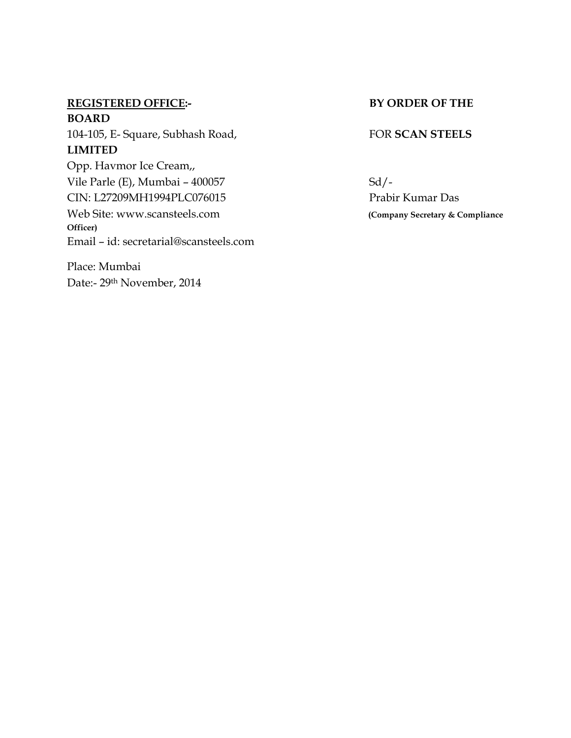**REGISTERED OFFICE:-**

104-105, E- Square, Subhash Road,
Opp. Havmor Ice Cream,,
Vile Parle (E), Mumbai – 400057
CIN: L27209MH1994PLC076015
Web Site: www.scansteels.com
Email – id: secretarial@scansteels.com

Place: Mumbai
Date:- 29th November, 2014

**BY ORDER OF THE BOARD**

FOR **SCAN STEELS LIMITED**

Sd/-
Prabir Kumar Das
**(Company Secretary & Compliance Officer)**